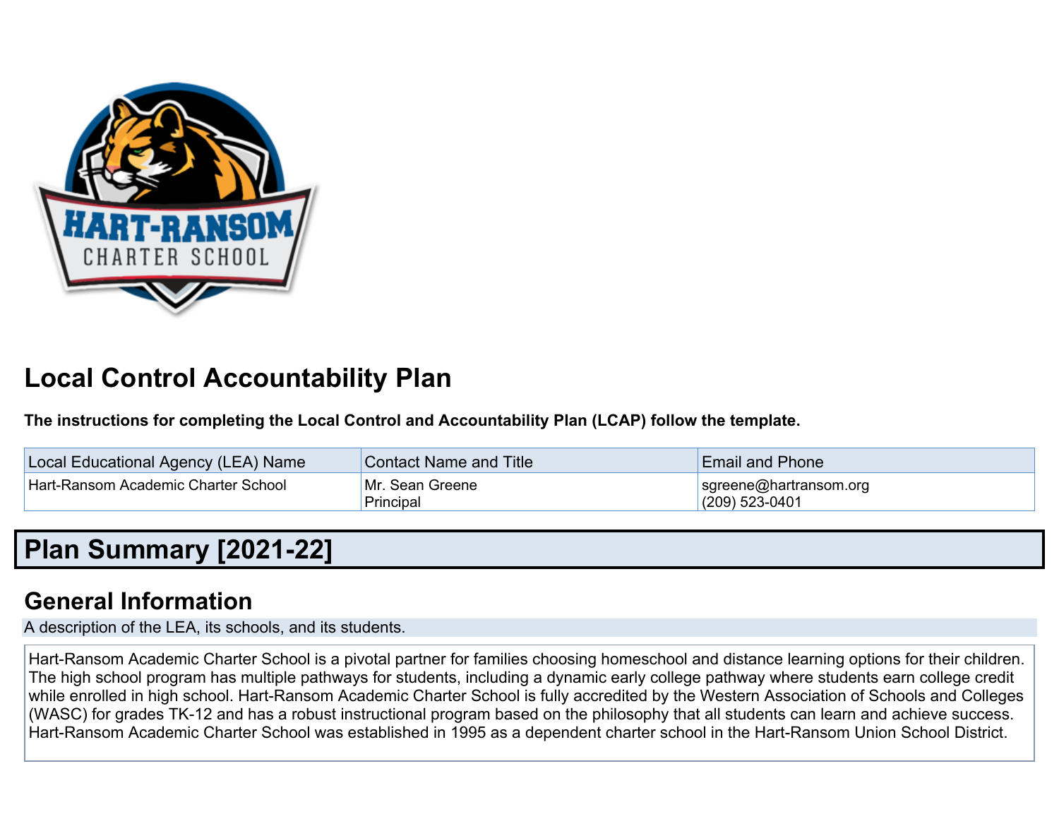# Local Control Accountability Plan

**The instructions for completing the Local Control and Accountability Plan (LCAP) follow the template.**

| Local Educational Agency (LEA) Name | Contact Name and Title | Email and Phone |
| --- | --- | --- |
| Hart-Ransom Academic Charter School | Mr. Sean Greene<br>Principal | sgreene@hartransom.org<br>(209) 523-0401 |

# Plan Summary [2021-22]

## General Information

A description of the LEA, its schools, and its students.

Hart-Ransom Academic Charter School is a pivotal partner for families choosing homeschool and distance learning options for their children. The high school program has multiple pathways for students, including a dynamic early college pathway where students earn college credit while enrolled in high school. Hart-Ransom Academic Charter School is fully accredited by the Western Association of Schools and Colleges (WASC) for grades TK-12 and has a robust instructional program based on the philosophy that all students can learn and achieve success. Hart-Ransom Academic Charter School was established in 1995 as a dependent charter school in the Hart-Ransom Union School District.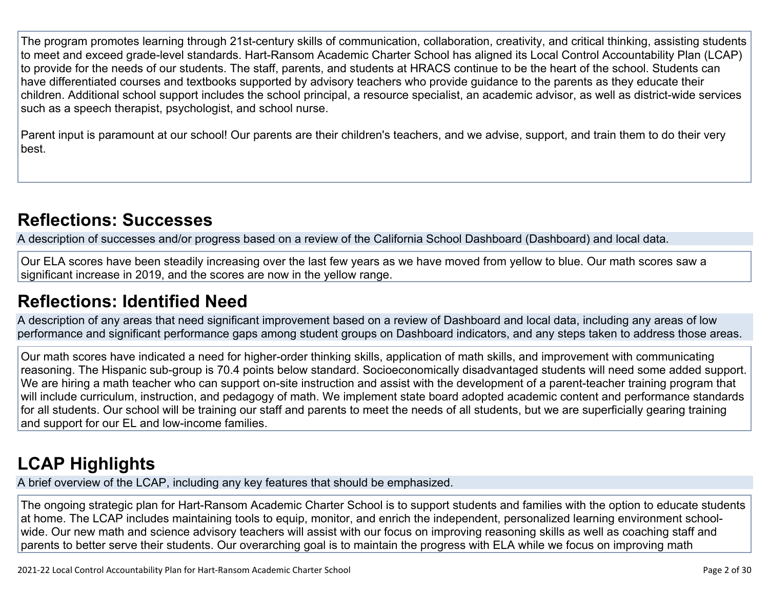The program promotes learning through 21st-century skills of communication, collaboration, creativity, and critical thinking, assisting students to meet and exceed grade-level standards. Hart-Ransom Academic Charter School has aligned its Local Control Accountability Plan (LCAP) to provide for the needs of our students. The staff, parents, and students at HRACS continue to be the heart of the school. Students can have differentiated courses and textbooks supported by advisory teachers who provide guidance to the parents as they educate their children. Additional school support includes the school principal, a resource specialist, an academic advisor, as well as district-wide services such as a speech therapist, psychologist, and school nurse.

Parent input is paramount at our school! Our parents are their children's teachers, and we advise, support, and train them to do their very best.

## Reflections: Successes

A description of successes and/or progress based on a review of the California School Dashboard (Dashboard) and local data.

Our ELA scores have been steadily increasing over the last few years as we have moved from yellow to blue. Our math scores saw a significant increase in 2019, and the scores are now in the yellow range.

## Reflections: Identified Need

A description of any areas that need significant improvement based on a review of Dashboard and local data, including any areas of low performance and significant performance gaps among student groups on Dashboard indicators, and any steps taken to address those areas.

Our math scores have indicated a need for higher-order thinking skills, application of math skills, and improvement with communicating reasoning. The Hispanic sub-group is 70.4 points below standard. Socioeconomically disadvantaged students will need some added support. We are hiring a math teacher who can support on-site instruction and assist with the development of a parent-teacher training program that will include curriculum, instruction, and pedagogy of math. We implement state board adopted academic content and performance standards for all students. Our school will be training our staff and parents to meet the needs of all students, but we are superficially gearing training and support for our EL and low-income families.

## LCAP Highlights

A brief overview of the LCAP, including any key features that should be emphasized.

The ongoing strategic plan for Hart-Ransom Academic Charter School is to support students and families with the option to educate students at home. The LCAP includes maintaining tools to equip, monitor, and enrich the independent, personalized learning environment school-wide. Our new math and science advisory teachers will assist with our focus on improving reasoning skills as well as coaching staff and parents to better serve their students. Our overarching goal is to maintain the progress with ELA while we focus on improving math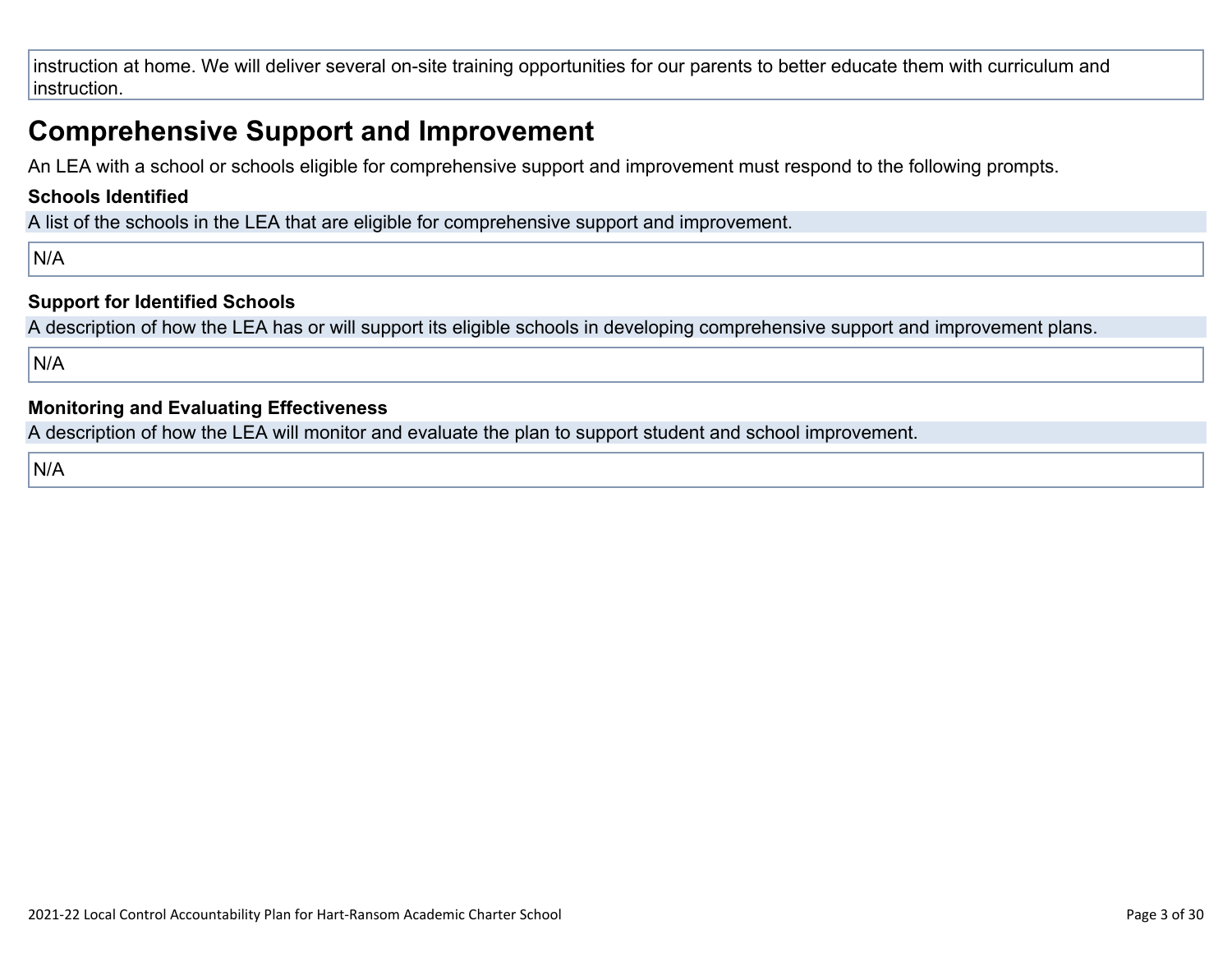instruction at home. We will deliver several on-site training opportunities for our parents to better educate them with curriculum and instruction.

## Comprehensive Support and Improvement

An LEA with a school or schools eligible for comprehensive support and improvement must respond to the following prompts.

### Schools Identified

A list of the schools in the LEA that are eligible for comprehensive support and improvement.

N/A

### Support for Identified Schools

A description of how the LEA has or will support its eligible schools in developing comprehensive support and improvement plans.

N/A

### Monitoring and Evaluating Effectiveness

A description of how the LEA will monitor and evaluate the plan to support student and school improvement.

N/A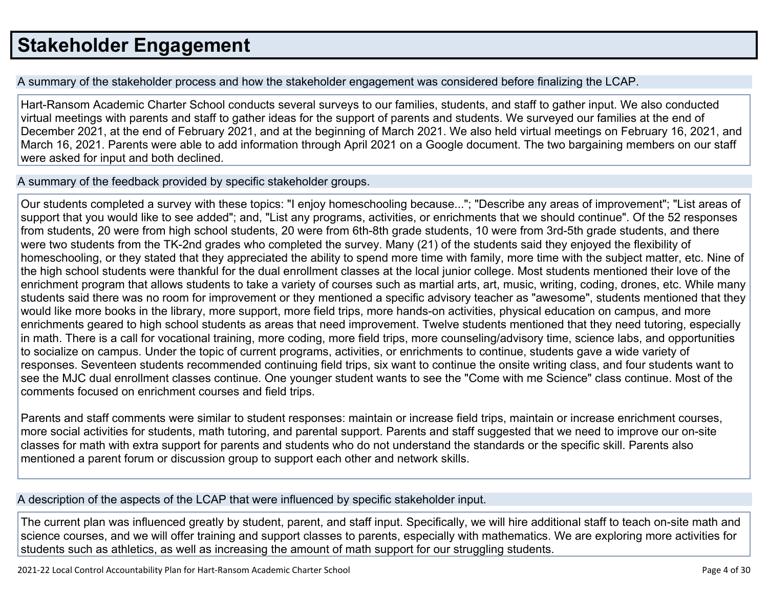# Stakeholder Engagement

A summary of the stakeholder process and how the stakeholder engagement was considered before finalizing the LCAP.

Hart-Ransom Academic Charter School conducts several surveys to our families, students, and staff to gather input. We also conducted virtual meetings with parents and staff to gather ideas for the support of parents and students. We surveyed our families at the end of December 2021, at the end of February 2021, and at the beginning of March 2021. We also held virtual meetings on February 16, 2021, and March 16, 2021. Parents were able to add information through April 2021 on a Google document. The two bargaining members on our staff were asked for input and both declined.

A summary of the feedback provided by specific stakeholder groups.

Our students completed a survey with these topics: "I enjoy homeschooling because..."; "Describe any areas of improvement"; "List areas of support that you would like to see added"; and, "List any programs, activities, or enrichments that we should continue". Of the 52 responses from students, 20 were from high school students, 20 were from 6th-8th grade students, 10 were from 3rd-5th grade students, and there were two students from the TK-2nd grades who completed the survey. Many (21) of the students said they enjoyed the flexibility of homeschooling, or they stated that they appreciated the ability to spend more time with family, more time with the subject matter, etc. Nine of the high school students were thankful for the dual enrollment classes at the local junior college. Most students mentioned their love of the enrichment program that allows students to take a variety of courses such as martial arts, art, music, writing, coding, drones, etc. While many students said there was no room for improvement or they mentioned a specific advisory teacher as "awesome", students mentioned that they would like more books in the library, more support, more field trips, more hands-on activities, physical education on campus, and more enrichments geared to high school students as areas that need improvement. Twelve students mentioned that they need tutoring, especially in math. There is a call for vocational training, more coding, more field trips, more counseling/advisory time, science labs, and opportunities to socialize on campus. Under the topic of current programs, activities, or enrichments to continue, students gave a wide variety of responses. Seventeen students recommended continuing field trips, six want to continue the onsite writing class, and four students want to see the MJC dual enrollment classes continue. One younger student wants to see the "Come with me Science" class continue. Most of the comments focused on enrichment courses and field trips.

Parents and staff comments were similar to student responses: maintain or increase field trips, maintain or increase enrichment courses, more social activities for students, math tutoring, and parental support. Parents and staff suggested that we need to improve our on-site classes for math with extra support for parents and students who do not understand the standards or the specific skill. Parents also mentioned a parent forum or discussion group to support each other and network skills.

A description of the aspects of the LCAP that were influenced by specific stakeholder input.

The current plan was influenced greatly by student, parent, and staff input. Specifically, we will hire additional staff to teach on-site math and science courses, and we will offer training and support classes to parents, especially with mathematics. We are exploring more activities for students such as athletics, as well as increasing the amount of math support for our struggling students.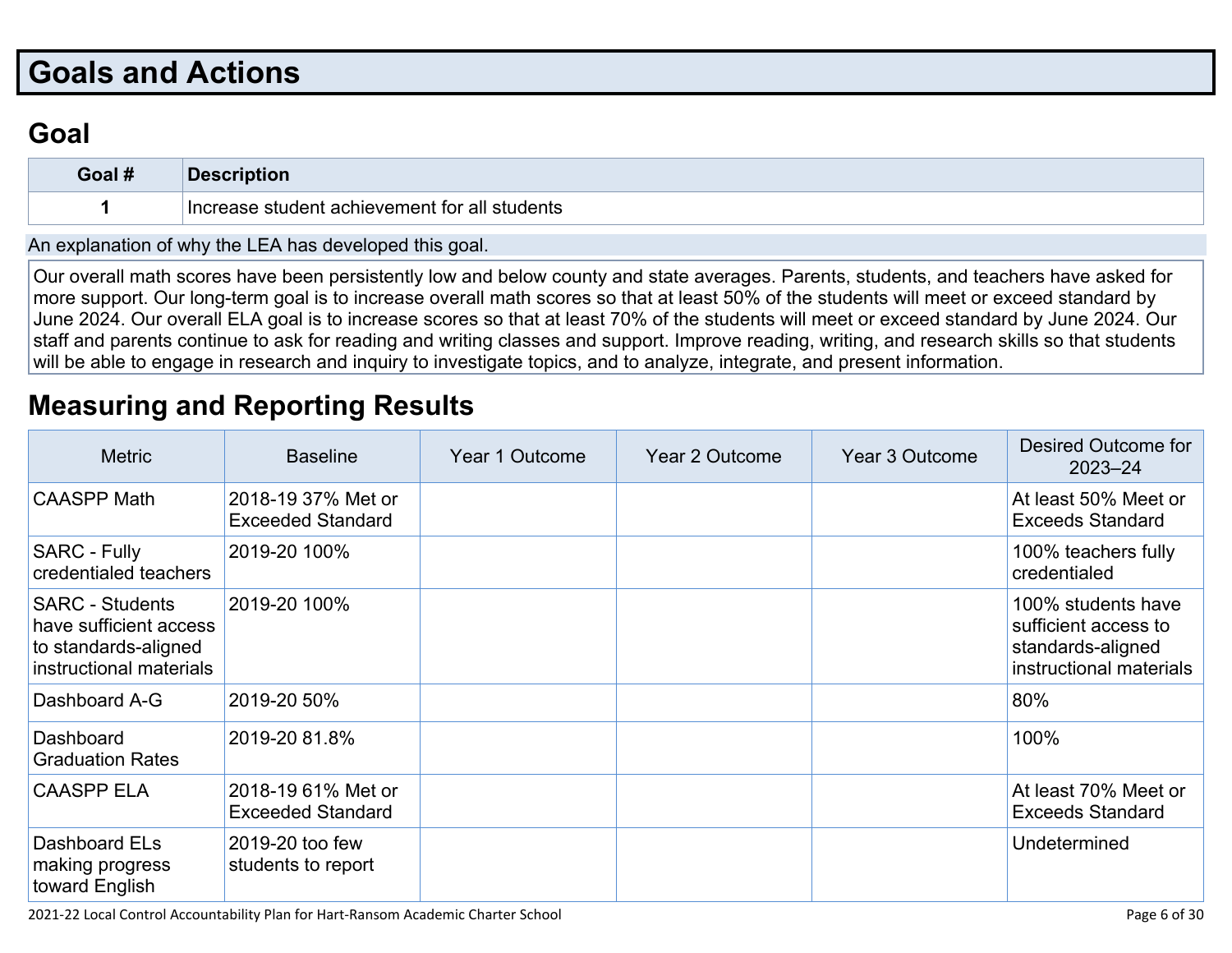# Goals and Actions

## Goal

| Goal # | Description |
|---|---|
| 1 | Increase student achievement for all students |

An explanation of why the LEA has developed this goal.

Our overall math scores have been persistently low and below county and state averages. Parents, students, and teachers have asked for more support. Our long-term goal is to increase overall math scores so that at least 50% of the students will meet or exceed standard by June 2024. Our overall ELA goal is to increase scores so that at least 70% of the students will meet or exceed standard by June 2024. Our staff and parents continue to ask for reading and writing classes and support. Improve reading, writing, and research skills so that students will be able to engage in research and inquiry to investigate topics, and to analyze, integrate, and present information.

## Measuring and Reporting Results

| Metric | Baseline | Year 1 Outcome | Year 2 Outcome | Year 3 Outcome | Desired Outcome for 2023–24 |
|---|---|---|---|---|---|
| CAASPP Math | 2018-19 37% Met or Exceeded Standard | | | | At least 50% Meet or Exceeds Standard |
| SARC - Fully credentialed teachers | 2019-20 100% | | | | 100% teachers fully credentialed |
| SARC - Students have sufficient access to standards-aligned instructional materials | 2019-20 100% | | | | 100% students have sufficient access to standards-aligned instructional materials |
| Dashboard A-G | 2019-20 50% | | | | 80% |
| Dashboard Graduation Rates | 2019-20 81.8% | | | | 100% |
| CAASPP ELA | 2018-19 61% Met or Exceeded Standard | | | | At least 70% Meet or Exceeds Standard |
| Dashboard ELs making progress toward English | 2019-20 too few students to report | | | | Undetermined |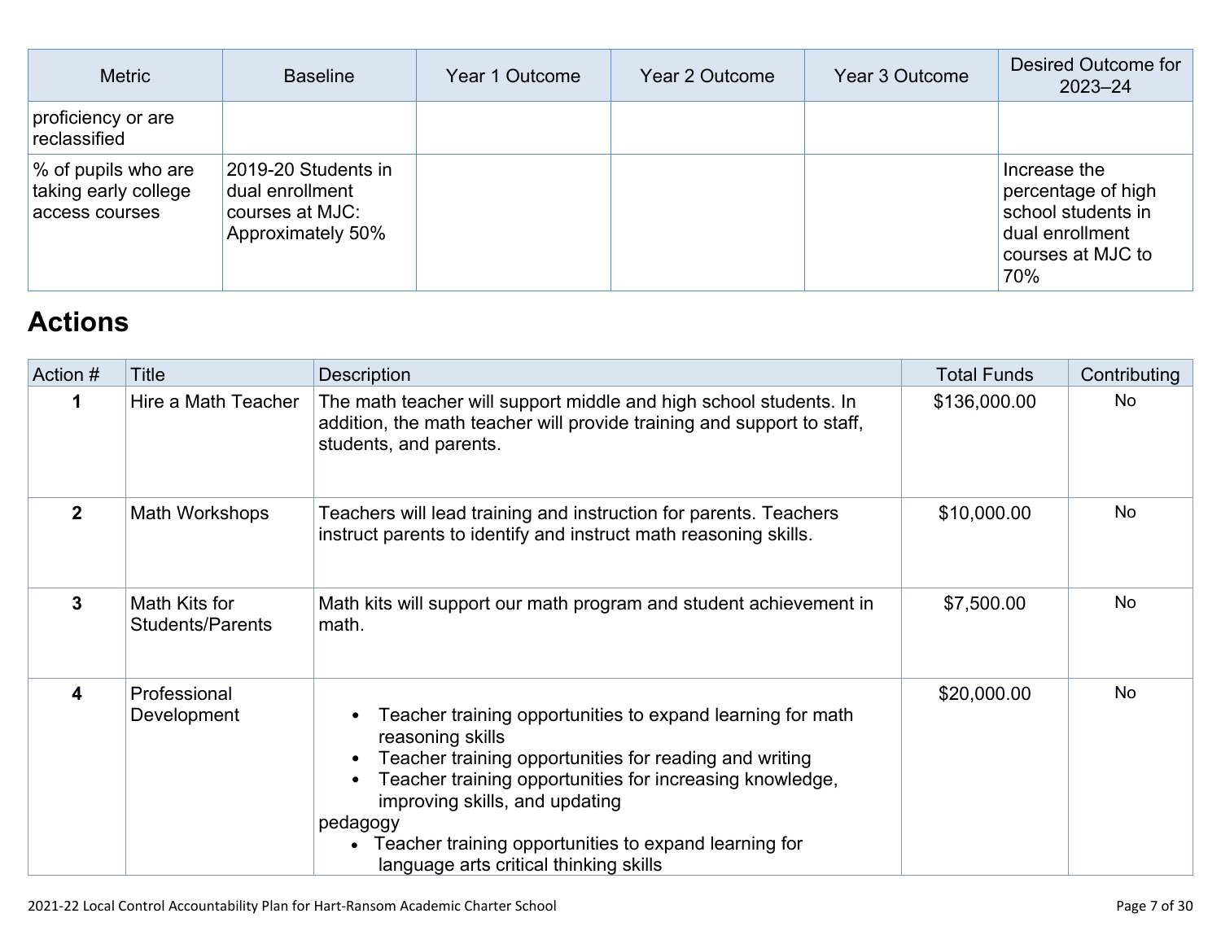| Metric | Baseline | Year 1 Outcome | Year 2 Outcome | Year 3 Outcome | Desired Outcome for 2023–24 |
| --- | --- | --- | --- | --- | --- |
| proficiency or are reclassified | | | | | |
| % of pupils who are taking early college access courses | 2019-20 Students in dual enrollment courses at MJC: Approximately 50% | | | | Increase the percentage of high school students in dual enrollment courses at MJC to 70% |

## Actions

| Action # | Title | Description | Total Funds | Contributing |
| --- | --- | --- | --- | --- |
| 1 | Hire a Math Teacher | The math teacher will support middle and high school students. In addition, the math teacher will provide training and support to staff, students, and parents. | $136,000.00 | No |
| 2 | Math Workshops | Teachers will lead training and instruction for parents. Teachers instruct parents to identify and instruct math reasoning skills. | $10,000.00 | No |
| 3 | Math Kits for Students/Parents | Math kits will support our math program and student achievement in math. | $7,500.00 | No |
| 4 | Professional Development | • Teacher training opportunities to expand learning for math reasoning skills<br>• Teacher training opportunities for reading and writing<br>• Teacher training opportunities for increasing knowledge, improving skills, and updating pedagogy<br>• Teacher training opportunities to expand learning for language arts critical thinking skills | $20,000.00 | No |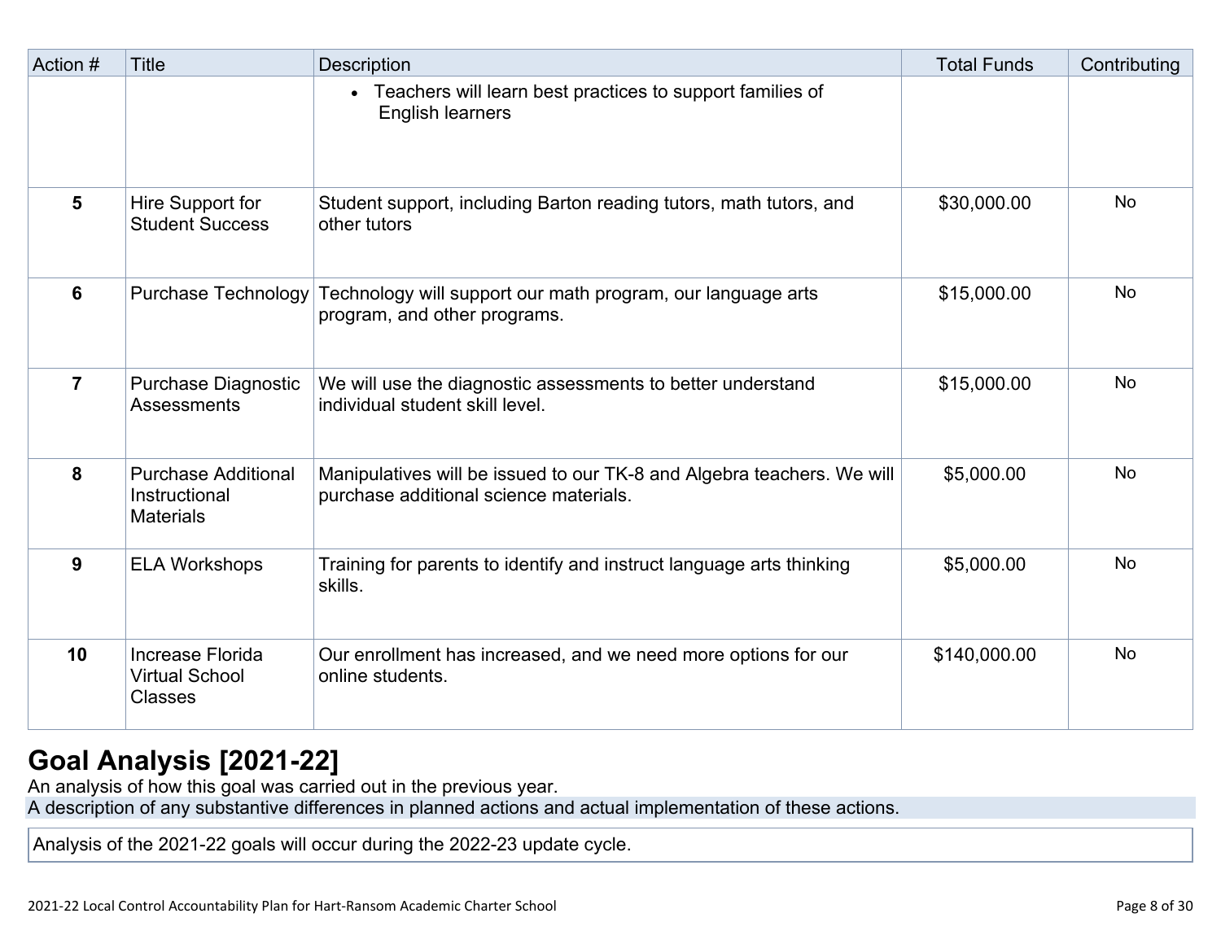| Action # | Title | Description | Total Funds | Contributing |
|---|---|---|---|---|
| | | • Teachers will learn best practices to support families of English learners | | |
| 5 | Hire Support for Student Success | Student support, including Barton reading tutors, math tutors, and other tutors | $30,000.00 | No |
| 6 | Purchase Technology | Technology will support our math program, our language arts program, and other programs. | $15,000.00 | No |
| 7 | Purchase Diagnostic Assessments | We will use the diagnostic assessments to better understand individual student skill level. | $15,000.00 | No |
| 8 | Purchase Additional Instructional Materials | Manipulatives will be issued to our TK-8 and Algebra teachers. We will purchase additional science materials. | $5,000.00 | No |
| 9 | ELA Workshops | Training for parents to identify and instruct language arts thinking skills. | $5,000.00 | No |
| 10 | Increase Florida Virtual School Classes | Our enrollment has increased, and we need more options for our online students. | $140,000.00 | No |

## Goal Analysis [2021-22]

An analysis of how this goal was carried out in the previous year.

A description of any substantive differences in planned actions and actual implementation of these actions.

Analysis of the 2021-22 goals will occur during the 2022-23 update cycle.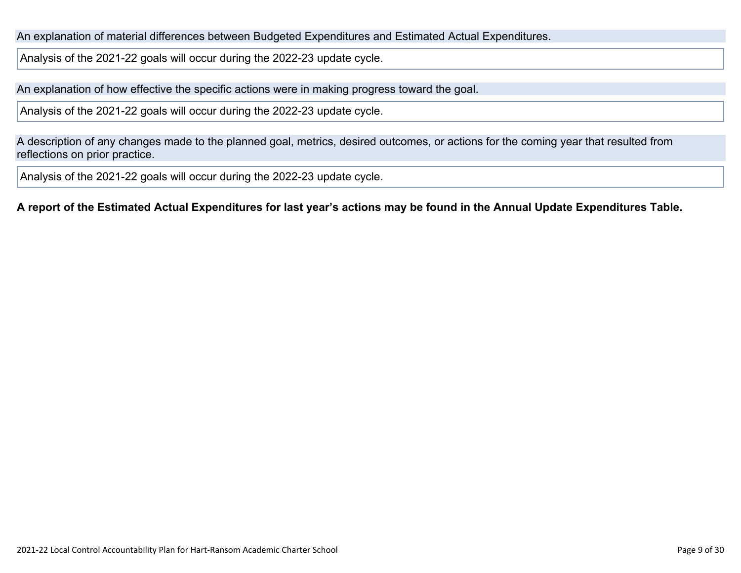An explanation of material differences between Budgeted Expenditures and Estimated Actual Expenditures.

Analysis of the 2021-22 goals will occur during the 2022-23 update cycle.

An explanation of how effective the specific actions were in making progress toward the goal.

Analysis of the 2021-22 goals will occur during the 2022-23 update cycle.

A description of any changes made to the planned goal, metrics, desired outcomes, or actions for the coming year that resulted from reflections on prior practice.

Analysis of the 2021-22 goals will occur during the 2022-23 update cycle.

**A report of the Estimated Actual Expenditures for last year's actions may be found in the Annual Update Expenditures Table.**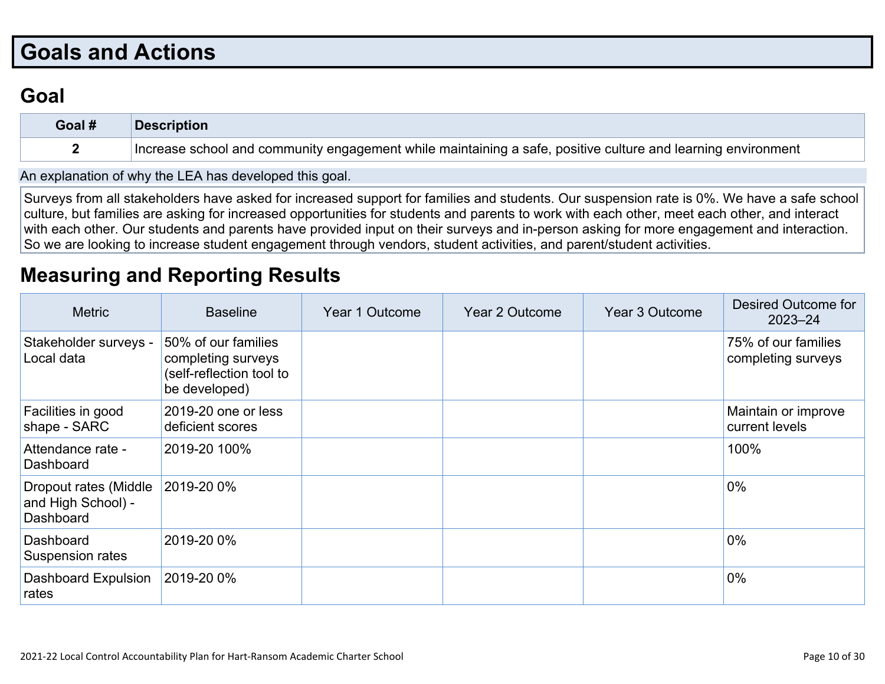# Goals and Actions

## Goal

| Goal # | Description |
| --- | --- |
| 2 | Increase school and community engagement while maintaining a safe, positive culture and learning environment |

An explanation of why the LEA has developed this goal.

Surveys from all stakeholders have asked for increased support for families and students. Our suspension rate is 0%. We have a safe school culture, but families are asking for increased opportunities for students and parents to work with each other, meet each other, and interact with each other. Our students and parents have provided input on their surveys and in-person asking for more engagement and interaction. So we are looking to increase student engagement through vendors, student activities, and parent/student activities.

## Measuring and Reporting Results

| Metric | Baseline | Year 1 Outcome | Year 2 Outcome | Year 3 Outcome | Desired Outcome for 2023–24 |
| --- | --- | --- | --- | --- | --- |
| Stakeholder surveys - Local data | 50% of our families completing surveys (self-reflection tool to be developed) | | | | 75% of our families completing surveys |
| Facilities in good shape - SARC | 2019-20 one or less deficient scores | | | | Maintain or improve current levels |
| Attendance rate - Dashboard | 2019-20 100% | | | | 100% |
| Dropout rates (Middle and High School) - Dashboard | 2019-20 0% | | | | 0% |
| Dashboard Suspension rates | 2019-20 0% | | | | 0% |
| Dashboard Expulsion rates | 2019-20 0% | | | | 0% |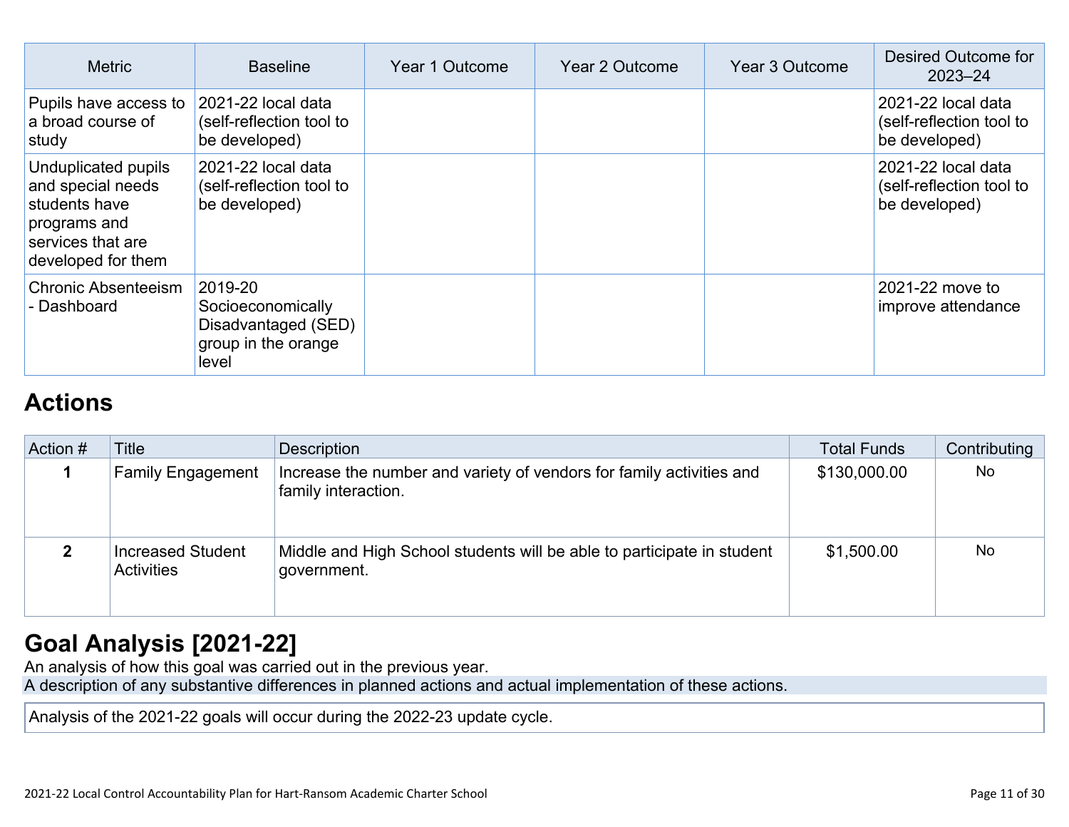| Metric | Baseline | Year 1 Outcome | Year 2 Outcome | Year 3 Outcome | Desired Outcome for 2023–24 |
| --- | --- | --- | --- | --- | --- |
| Pupils have access to a broad course of study | 2021-22 local data (self-reflection tool to be developed) | | | | 2021-22 local data (self-reflection tool to be developed) |
| Unduplicated pupils and special needs students have programs and services that are developed for them | 2021-22 local data (self-reflection tool to be developed) | | | | 2021-22 local data (self-reflection tool to be developed) |
| Chronic Absenteeism - Dashboard | 2019-20 Socioeconomically Disadvantaged (SED) group in the orange level | | | | 2021-22 move to improve attendance |

## Actions

| Action # | Title | Description | Total Funds | Contributing |
| --- | --- | --- | --- | --- |
| 1 | Family Engagement | Increase the number and variety of vendors for family activities and family interaction. | $130,000.00 | No |
| 2 | Increased Student Activities | Middle and High School students will be able to participate in student government. | $1,500.00 | No |

## Goal Analysis [2021-22]

An analysis of how this goal was carried out in the previous year.

A description of any substantive differences in planned actions and actual implementation of these actions.

Analysis of the 2021-22 goals will occur during the 2022-23 update cycle.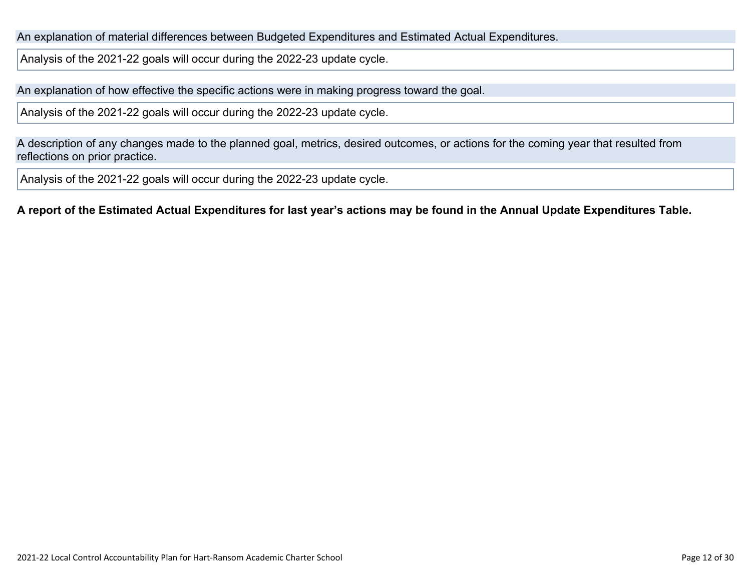An explanation of material differences between Budgeted Expenditures and Estimated Actual Expenditures.

Analysis of the 2021-22 goals will occur during the 2022-23 update cycle.

An explanation of how effective the specific actions were in making progress toward the goal.

Analysis of the 2021-22 goals will occur during the 2022-23 update cycle.

A description of any changes made to the planned goal, metrics, desired outcomes, or actions for the coming year that resulted from reflections on prior practice.

Analysis of the 2021-22 goals will occur during the 2022-23 update cycle.

**A report of the Estimated Actual Expenditures for last year's actions may be found in the Annual Update Expenditures Table.**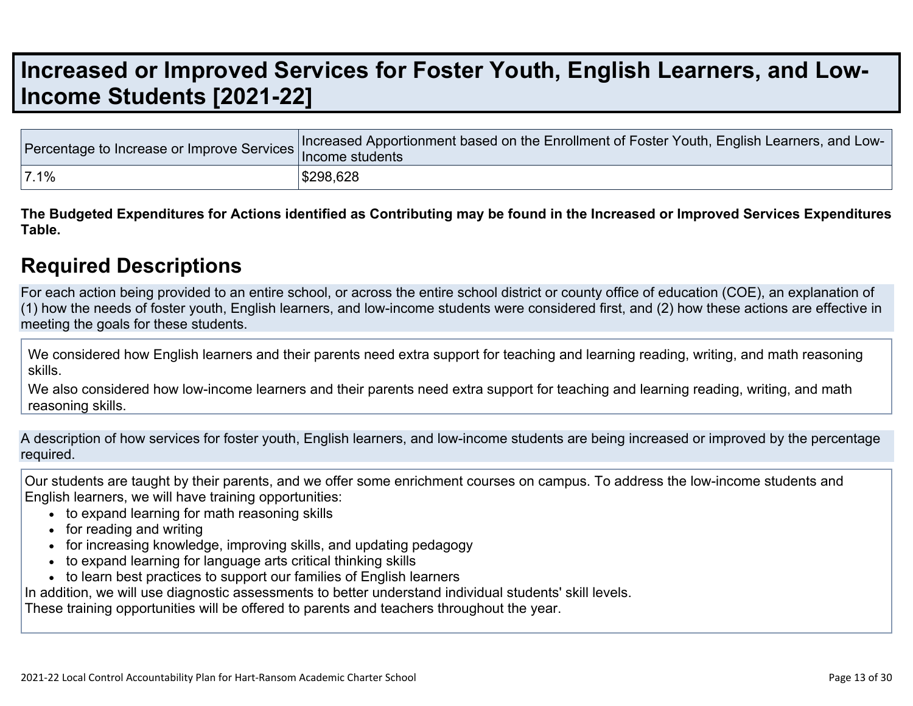# Increased or Improved Services for Foster Youth, English Learners, and Low-Income Students [2021-22]

| Percentage to Increase or Improve Services | Increased Apportionment based on the Enrollment of Foster Youth, English Learners, and Low-Income students |
|---|---|
| 7.1% | $298,628 |

**The Budgeted Expenditures for Actions identified as Contributing may be found in the Increased or Improved Services Expenditures Table.**

## Required Descriptions

For each action being provided to an entire school, or across the entire school district or county office of education (COE), an explanation of (1) how the needs of foster youth, English learners, and low-income students were considered first, and (2) how these actions are effective in meeting the goals for these students.

We considered how English learners and their parents need extra support for teaching and learning reading, writing, and math reasoning skills.

We also considered how low-income learners and their parents need extra support for teaching and learning reading, writing, and math reasoning skills.

A description of how services for foster youth, English learners, and low-income students are being increased or improved by the percentage required.

Our students are taught by their parents, and we offer some enrichment courses on campus. To address the low-income students and English learners, we will have training opportunities:

- to expand learning for math reasoning skills
- for reading and writing
- for increasing knowledge, improving skills, and updating pedagogy
- to expand learning for language arts critical thinking skills
- to learn best practices to support our families of English learners

In addition, we will use diagnostic assessments to better understand individual students' skill levels.

These training opportunities will be offered to parents and teachers throughout the year.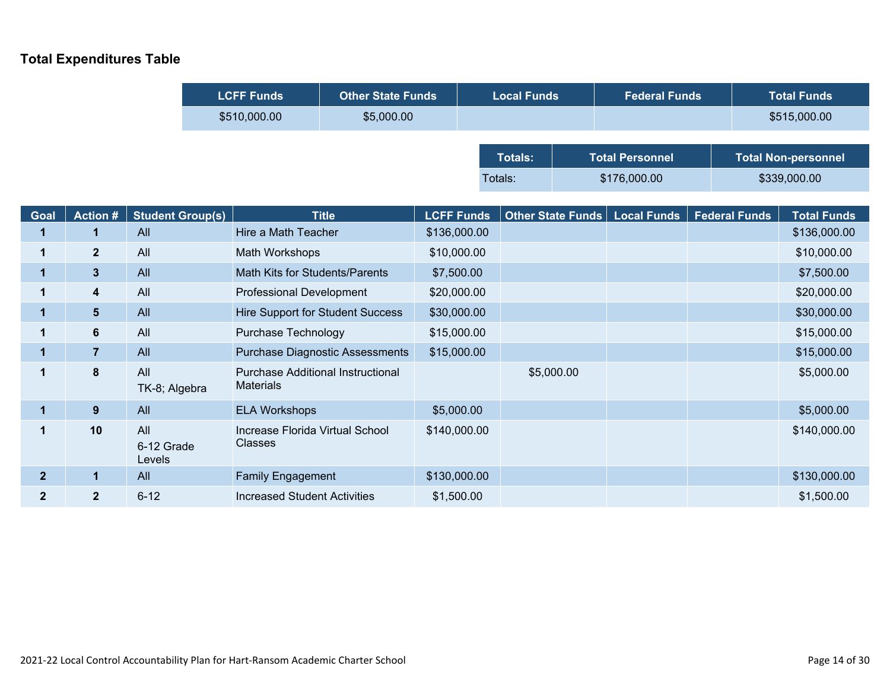## Total Expenditures Table

| LCFF Funds | Other State Funds | Local Funds | Federal Funds | Total Funds |
|---|---|---|---|---|
| $510,000.00 | $5,000.00 | | | $515,000.00 |

| Totals: | Total Personnel | Total Non-personnel |
|---|---|---|
| Totals: | $176,000.00 | $339,000.00 |

| Goal | Action # | Student Group(s) | Title | LCFF Funds | Other State Funds | Local Funds | Federal Funds | Total Funds |
|---|---|---|---|---|---|---|---|---|
| 1 | 1 | All | Hire a Math Teacher | $136,000.00 | | | | $136,000.00 |
| 1 | 2 | All | Math Workshops | $10,000.00 | | | | $10,000.00 |
| 1 | 3 | All | Math Kits for Students/Parents | $7,500.00 | | | | $7,500.00 |
| 1 | 4 | All | Professional Development | $20,000.00 | | | | $20,000.00 |
| 1 | 5 | All | Hire Support for Student Success | $30,000.00 | | | | $30,000.00 |
| 1 | 6 | All | Purchase Technology | $15,000.00 | | | | $15,000.00 |
| 1 | 7 | All | Purchase Diagnostic Assessments | $15,000.00 | | | | $15,000.00 |
| 1 | 8 | All<br>TK-8; Algebra | Purchase Additional Instructional Materials | | $5,000.00 | | | $5,000.00 |
| 1 | 9 | All | ELA Workshops | $5,000.00 | | | | $5,000.00 |
| 1 | 10 | All<br>6-12 Grade Levels | Increase Florida Virtual School Classes | $140,000.00 | | | | $140,000.00 |
| 2 | 1 | All | Family Engagement | $130,000.00 | | | | $130,000.00 |
| 2 | 2 | 6-12 | Increased Student Activities | $1,500.00 | | | | $1,500.00 |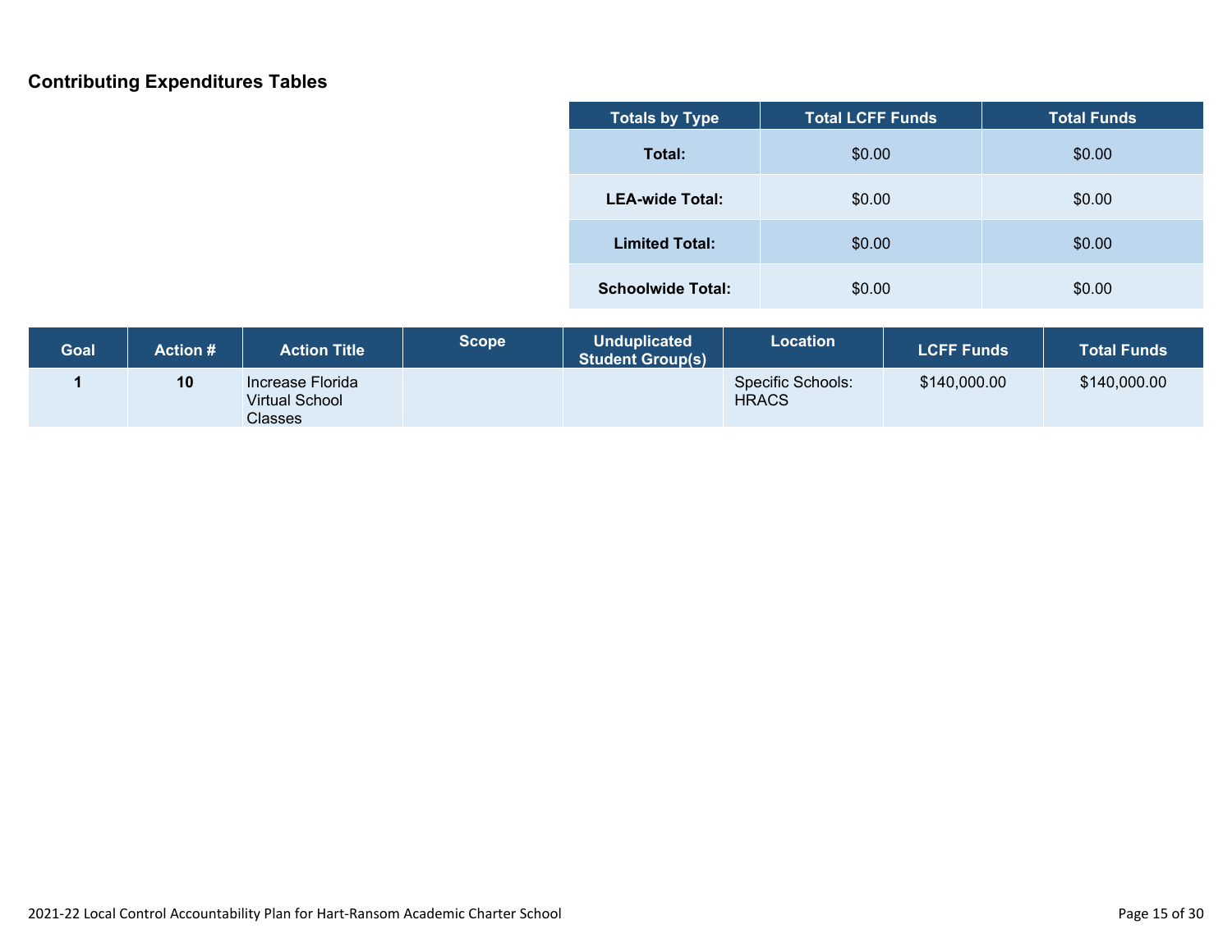## Contributing Expenditures Tables

| Totals by Type | Total LCFF Funds | Total Funds |
|---|---|---|
| **Total:** | $0.00 | $0.00 |
| **LEA-wide Total:** | $0.00 | $0.00 |
| **Limited Total:** | $0.00 | $0.00 |
| **Schoolwide Total:** | $0.00 | $0.00 |

| Goal | Action # | Action Title | Scope | Unduplicated Student Group(s) | Location | LCFF Funds | Total Funds |
|---|---|---|---|---|---|---|---|
| 1 | 10 | Increase Florida Virtual School Classes | | | Specific Schools: HRACS | $140,000.00 | $140,000.00 |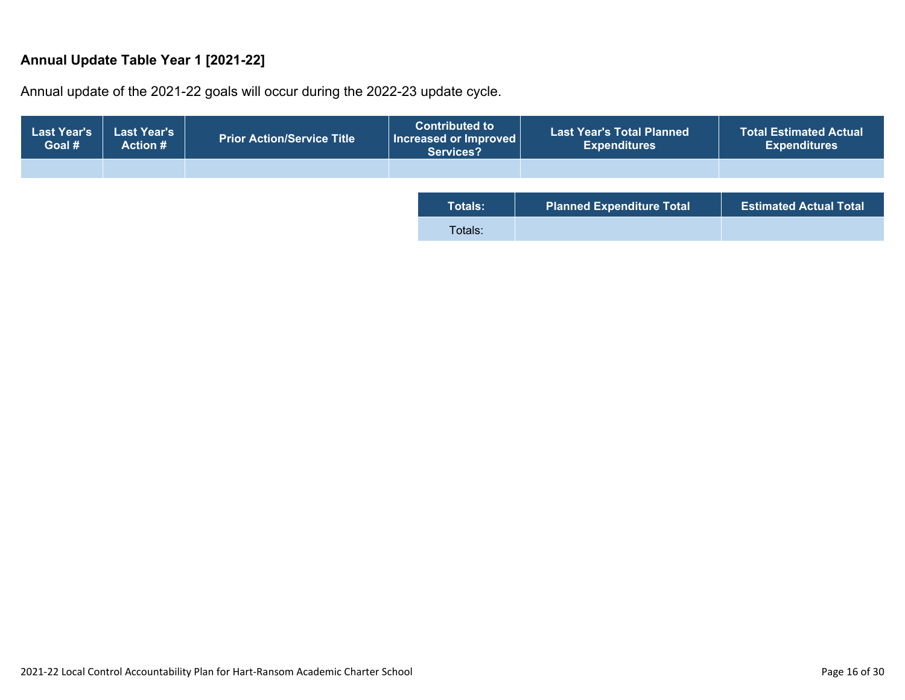### Annual Update Table Year 1 [2021-22]

Annual update of the 2021-22 goals will occur during the 2022-23 update cycle.

| Last Year's Goal # | Last Year's Action # | Prior Action/Service Title | Contributed to Increased or Improved Services? | Last Year's Total Planned Expenditures | Total Estimated Actual Expenditures |
|---|---|---|---|---|---|
| | | | | | |

| Totals: | Planned Expenditure Total | Estimated Actual Total |
|---|---|---|
| Totals: | | |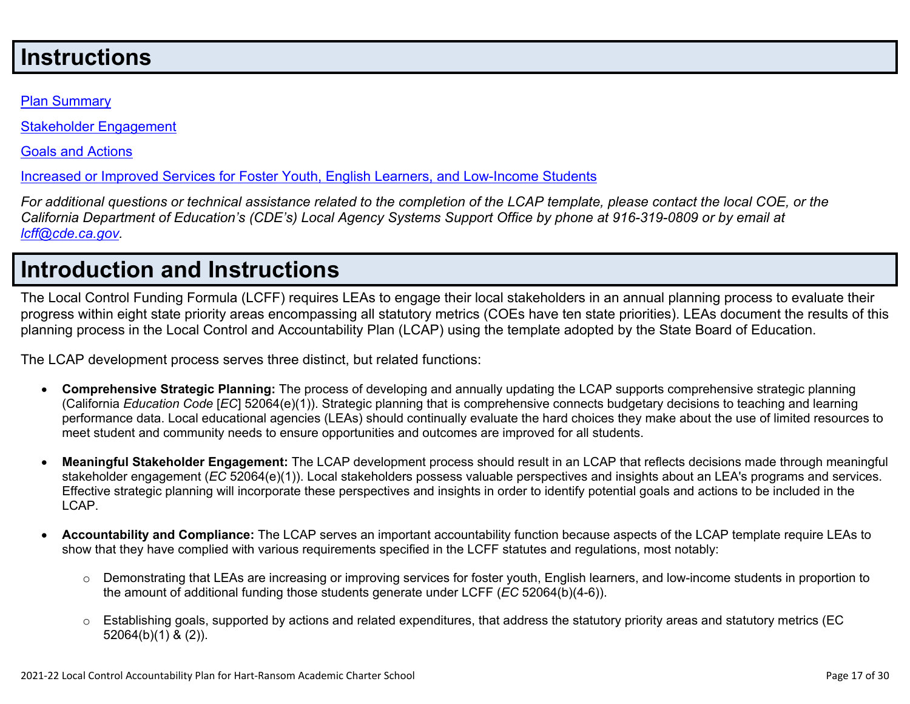# Instructions

[Plan Summary](#)

[Stakeholder Engagement](#)

[Goals and Actions](#)

[Increased or Improved Services for Foster Youth, English Learners, and Low-Income Students](#)

*For additional questions or technical assistance related to the completion of the LCAP template, please contact the local COE, or the California Department of Education's (CDE's) Local Agency Systems Support Office by phone at 916-319-0809 or by email at [lcff@cde.ca.gov](mailto:lcff@cde.ca.gov).*

# Introduction and Instructions

The Local Control Funding Formula (LCFF) requires LEAs to engage their local stakeholders in an annual planning process to evaluate their progress within eight state priority areas encompassing all statutory metrics (COEs have ten state priorities). LEAs document the results of this planning process in the Local Control and Accountability Plan (LCAP) using the template adopted by the State Board of Education.

The LCAP development process serves three distinct, but related functions:

- **Comprehensive Strategic Planning:** The process of developing and annually updating the LCAP supports comprehensive strategic planning (California *Education Code* [*EC*] 52064(e)(1)). Strategic planning that is comprehensive connects budgetary decisions to teaching and learning performance data. Local educational agencies (LEAs) should continually evaluate the hard choices they make about the use of limited resources to meet student and community needs to ensure opportunities and outcomes are improved for all students.
- **Meaningful Stakeholder Engagement:** The LCAP development process should result in an LCAP that reflects decisions made through meaningful stakeholder engagement (*EC* 52064(e)(1)). Local stakeholders possess valuable perspectives and insights about an LEA's programs and services. Effective strategic planning will incorporate these perspectives and insights in order to identify potential goals and actions to be included in the LCAP.
- **Accountability and Compliance:** The LCAP serves an important accountability function because aspects of the LCAP template require LEAs to show that they have complied with various requirements specified in the LCFF statutes and regulations, most notably:
  - Demonstrating that LEAs are increasing or improving services for foster youth, English learners, and low-income students in proportion to the amount of additional funding those students generate under LCFF (*EC* 52064(b)(4-6)).
  - Establishing goals, supported by actions and related expenditures, that address the statutory priority areas and statutory metrics (EC 52064(b)(1) & (2)).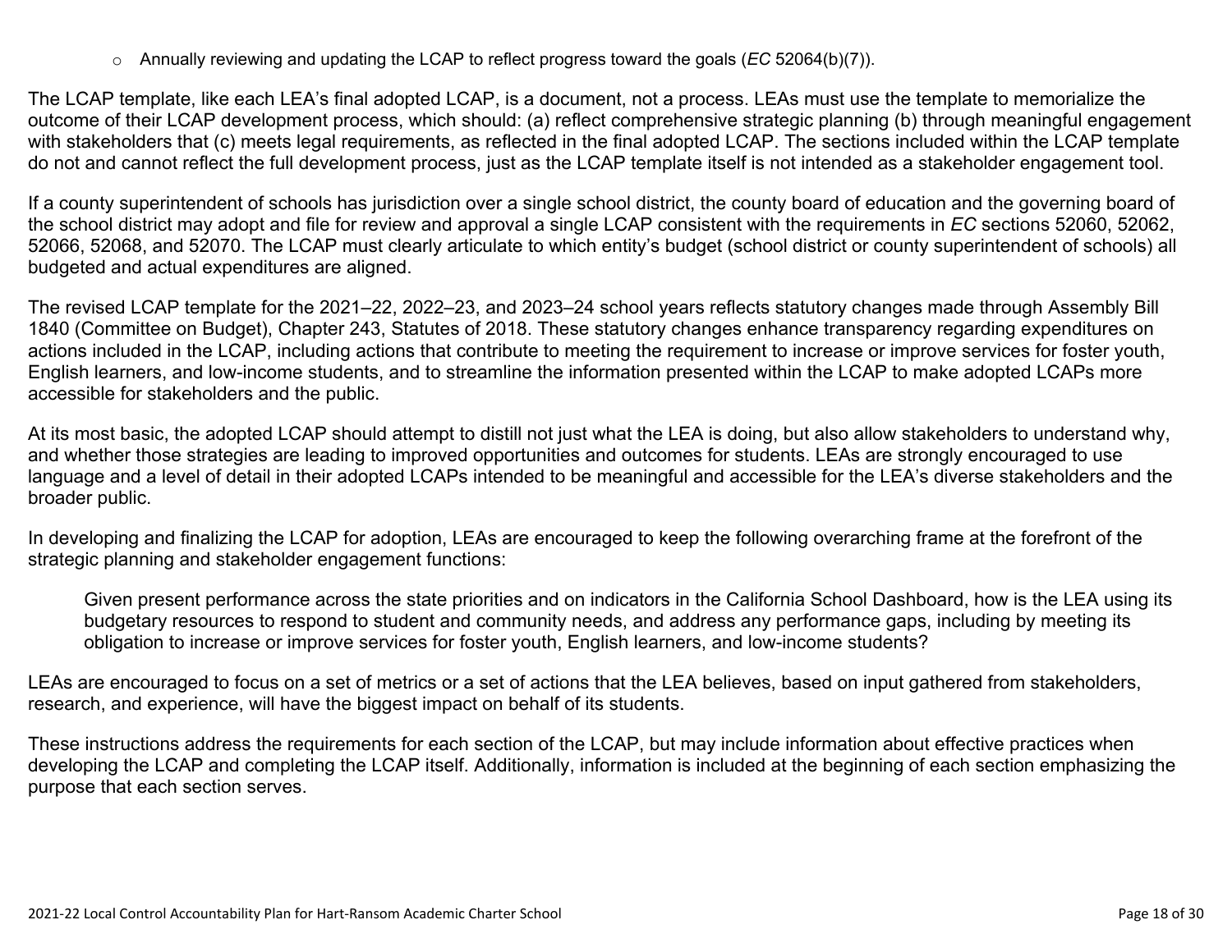- Annually reviewing and updating the LCAP to reflect progress toward the goals (*EC* 52064(b)(7)).

The LCAP template, like each LEA's final adopted LCAP, is a document, not a process. LEAs must use the template to memorialize the outcome of their LCAP development process, which should: (a) reflect comprehensive strategic planning (b) through meaningful engagement with stakeholders that (c) meets legal requirements, as reflected in the final adopted LCAP. The sections included within the LCAP template do not and cannot reflect the full development process, just as the LCAP template itself is not intended as a stakeholder engagement tool.

If a county superintendent of schools has jurisdiction over a single school district, the county board of education and the governing board of the school district may adopt and file for review and approval a single LCAP consistent with the requirements in *EC* sections 52060, 52062, 52066, 52068, and 52070. The LCAP must clearly articulate to which entity's budget (school district or county superintendent of schools) all budgeted and actual expenditures are aligned.

The revised LCAP template for the 2021–22, 2022–23, and 2023–24 school years reflects statutory changes made through Assembly Bill 1840 (Committee on Budget), Chapter 243, Statutes of 2018. These statutory changes enhance transparency regarding expenditures on actions included in the LCAP, including actions that contribute to meeting the requirement to increase or improve services for foster youth, English learners, and low-income students, and to streamline the information presented within the LCAP to make adopted LCAPs more accessible for stakeholders and the public.

At its most basic, the adopted LCAP should attempt to distill not just what the LEA is doing, but also allow stakeholders to understand why, and whether those strategies are leading to improved opportunities and outcomes for students. LEAs are strongly encouraged to use language and a level of detail in their adopted LCAPs intended to be meaningful and accessible for the LEA's diverse stakeholders and the broader public.

In developing and finalizing the LCAP for adoption, LEAs are encouraged to keep the following overarching frame at the forefront of the strategic planning and stakeholder engagement functions:

> Given present performance across the state priorities and on indicators in the California School Dashboard, how is the LEA using its budgetary resources to respond to student and community needs, and address any performance gaps, including by meeting its obligation to increase or improve services for foster youth, English learners, and low-income students?

LEAs are encouraged to focus on a set of metrics or a set of actions that the LEA believes, based on input gathered from stakeholders, research, and experience, will have the biggest impact on behalf of its students.

These instructions address the requirements for each section of the LCAP, but may include information about effective practices when developing the LCAP and completing the LCAP itself. Additionally, information is included at the beginning of each section emphasizing the purpose that each section serves.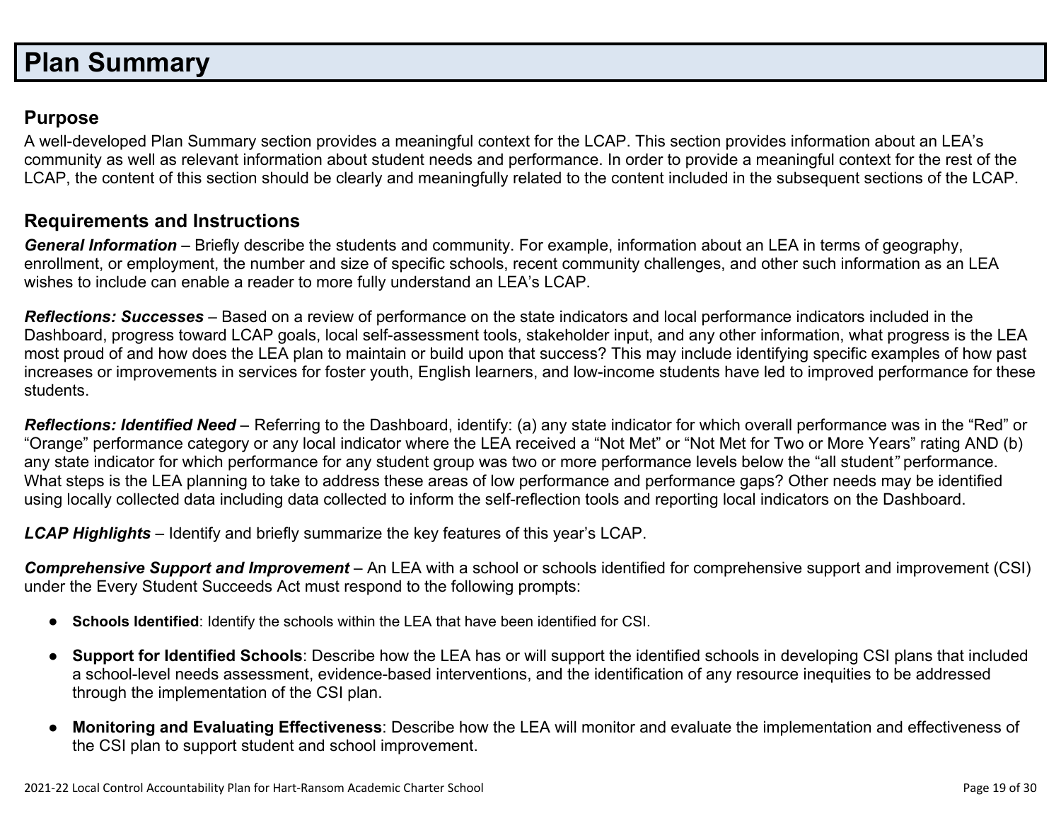# Plan Summary

## Purpose

A well-developed Plan Summary section provides a meaningful context for the LCAP. This section provides information about an LEA's community as well as relevant information about student needs and performance. In order to provide a meaningful context for the rest of the LCAP, the content of this section should be clearly and meaningfully related to the content included in the subsequent sections of the LCAP.

## Requirements and Instructions

***General Information*** – Briefly describe the students and community. For example, information about an LEA in terms of geography, enrollment, or employment, the number and size of specific schools, recent community challenges, and other such information as an LEA wishes to include can enable a reader to more fully understand an LEA's LCAP.

***Reflections: Successes*** – Based on a review of performance on the state indicators and local performance indicators included in the Dashboard, progress toward LCAP goals, local self-assessment tools, stakeholder input, and any other information, what progress is the LEA most proud of and how does the LEA plan to maintain or build upon that success? This may include identifying specific examples of how past increases or improvements in services for foster youth, English learners, and low-income students have led to improved performance for these students.

***Reflections: Identified Need*** – Referring to the Dashboard, identify: (a) any state indicator for which overall performance was in the "Red" or "Orange" performance category or any local indicator where the LEA received a "Not Met" or "Not Met for Two or More Years" rating AND (b) any state indicator for which performance for any student group was two or more performance levels below the "all student" performance. What steps is the LEA planning to take to address these areas of low performance and performance gaps? Other needs may be identified using locally collected data including data collected to inform the self-reflection tools and reporting local indicators on the Dashboard.

***LCAP Highlights*** – Identify and briefly summarize the key features of this year's LCAP.

***Comprehensive Support and Improvement*** – An LEA with a school or schools identified for comprehensive support and improvement (CSI) under the Every Student Succeeds Act must respond to the following prompts:

- **Schools Identified**: Identify the schools within the LEA that have been identified for CSI.
- **Support for Identified Schools**: Describe how the LEA has or will support the identified schools in developing CSI plans that included a school-level needs assessment, evidence-based interventions, and the identification of any resource inequities to be addressed through the implementation of the CSI plan.
- **Monitoring and Evaluating Effectiveness**: Describe how the LEA will monitor and evaluate the implementation and effectiveness of the CSI plan to support student and school improvement.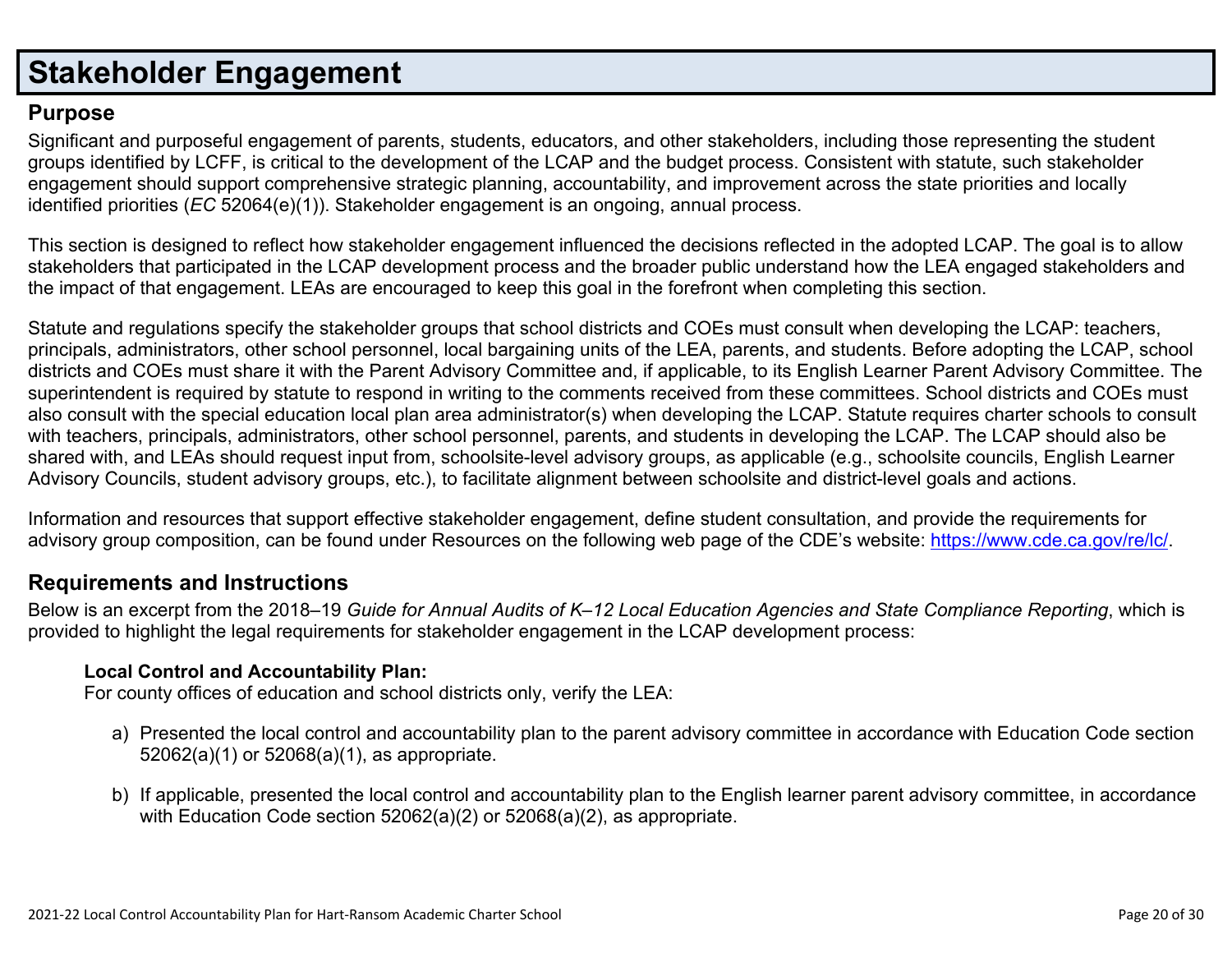# Stakeholder Engagement

## Purpose

Significant and purposeful engagement of parents, students, educators, and other stakeholders, including those representing the student groups identified by LCFF, is critical to the development of the LCAP and the budget process. Consistent with statute, such stakeholder engagement should support comprehensive strategic planning, accountability, and improvement across the state priorities and locally identified priorities (*EC* 52064(e)(1)). Stakeholder engagement is an ongoing, annual process.

This section is designed to reflect how stakeholder engagement influenced the decisions reflected in the adopted LCAP. The goal is to allow stakeholders that participated in the LCAP development process and the broader public understand how the LEA engaged stakeholders and the impact of that engagement. LEAs are encouraged to keep this goal in the forefront when completing this section.

Statute and regulations specify the stakeholder groups that school districts and COEs must consult when developing the LCAP: teachers, principals, administrators, other school personnel, local bargaining units of the LEA, parents, and students. Before adopting the LCAP, school districts and COEs must share it with the Parent Advisory Committee and, if applicable, to its English Learner Parent Advisory Committee. The superintendent is required by statute to respond in writing to the comments received from these committees. School districts and COEs must also consult with the special education local plan area administrator(s) when developing the LCAP. Statute requires charter schools to consult with teachers, principals, administrators, other school personnel, parents, and students in developing the LCAP. The LCAP should also be shared with, and LEAs should request input from, schoolsite-level advisory groups, as applicable (e.g., schoolsite councils, English Learner Advisory Councils, student advisory groups, etc.), to facilitate alignment between schoolsite and district-level goals and actions.

Information and resources that support effective stakeholder engagement, define student consultation, and provide the requirements for advisory group composition, can be found under Resources on the following web page of the CDE's website: https://www.cde.ca.gov/re/lc/.

## Requirements and Instructions

Below is an excerpt from the 2018–19 *Guide for Annual Audits of K–12 Local Education Agencies and State Compliance Reporting*, which is provided to highlight the legal requirements for stakeholder engagement in the LCAP development process:

**Local Control and Accountability Plan:**
For county offices of education and school districts only, verify the LEA:

a) Presented the local control and accountability plan to the parent advisory committee in accordance with Education Code section 52062(a)(1) or 52068(a)(1), as appropriate.

b) If applicable, presented the local control and accountability plan to the English learner parent advisory committee, in accordance with Education Code section 52062(a)(2) or 52068(a)(2), as appropriate.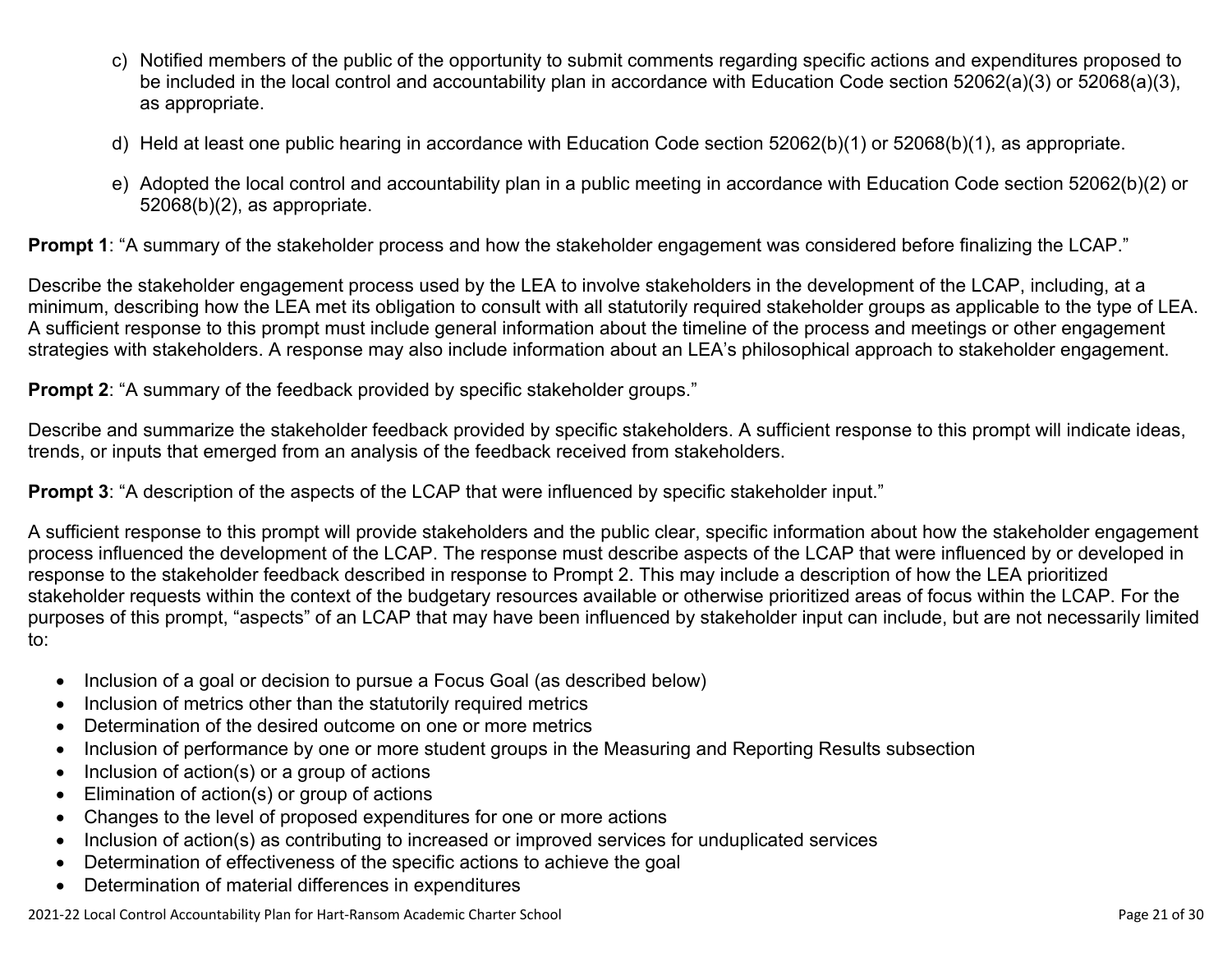c) Notified members of the public of the opportunity to submit comments regarding specific actions and expenditures proposed to be included in the local control and accountability plan in accordance with Education Code section 52062(a)(3) or 52068(a)(3), as appropriate.

d) Held at least one public hearing in accordance with Education Code section 52062(b)(1) or 52068(b)(1), as appropriate.

e) Adopted the local control and accountability plan in a public meeting in accordance with Education Code section 52062(b)(2) or 52068(b)(2), as appropriate.

**Prompt 1**: "A summary of the stakeholder process and how the stakeholder engagement was considered before finalizing the LCAP."

Describe the stakeholder engagement process used by the LEA to involve stakeholders in the development of the LCAP, including, at a minimum, describing how the LEA met its obligation to consult with all statutorily required stakeholder groups as applicable to the type of LEA. A sufficient response to this prompt must include general information about the timeline of the process and meetings or other engagement strategies with stakeholders. A response may also include information about an LEA's philosophical approach to stakeholder engagement.

**Prompt 2**: "A summary of the feedback provided by specific stakeholder groups."

Describe and summarize the stakeholder feedback provided by specific stakeholders. A sufficient response to this prompt will indicate ideas, trends, or inputs that emerged from an analysis of the feedback received from stakeholders.

**Prompt 3**: "A description of the aspects of the LCAP that were influenced by specific stakeholder input."

A sufficient response to this prompt will provide stakeholders and the public clear, specific information about how the stakeholder engagement process influenced the development of the LCAP. The response must describe aspects of the LCAP that were influenced by or developed in response to the stakeholder feedback described in response to Prompt 2. This may include a description of how the LEA prioritized stakeholder requests within the context of the budgetary resources available or otherwise prioritized areas of focus within the LCAP. For the purposes of this prompt, "aspects" of an LCAP that may have been influenced by stakeholder input can include, but are not necessarily limited to:

- Inclusion of a goal or decision to pursue a Focus Goal (as described below)
- Inclusion of metrics other than the statutorily required metrics
- Determination of the desired outcome on one or more metrics
- Inclusion of performance by one or more student groups in the Measuring and Reporting Results subsection
- Inclusion of action(s) or a group of actions
- Elimination of action(s) or group of actions
- Changes to the level of proposed expenditures for one or more actions
- Inclusion of action(s) as contributing to increased or improved services for unduplicated services
- Determination of effectiveness of the specific actions to achieve the goal
- Determination of material differences in expenditures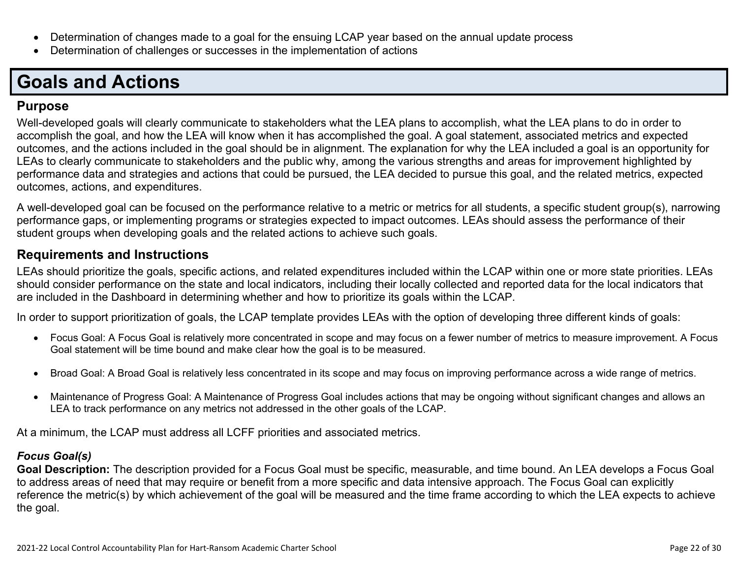- Determination of changes made to a goal for the ensuing LCAP year based on the annual update process
- Determination of challenges or successes in the implementation of actions

# Goals and Actions

## Purpose

Well-developed goals will clearly communicate to stakeholders what the LEA plans to accomplish, what the LEA plans to do in order to accomplish the goal, and how the LEA will know when it has accomplished the goal. A goal statement, associated metrics and expected outcomes, and the actions included in the goal should be in alignment. The explanation for why the LEA included a goal is an opportunity for LEAs to clearly communicate to stakeholders and the public why, among the various strengths and areas for improvement highlighted by performance data and strategies and actions that could be pursued, the LEA decided to pursue this goal, and the related metrics, expected outcomes, actions, and expenditures.

A well-developed goal can be focused on the performance relative to a metric or metrics for all students, a specific student group(s), narrowing performance gaps, or implementing programs or strategies expected to impact outcomes. LEAs should assess the performance of their student groups when developing goals and the related actions to achieve such goals.

## Requirements and Instructions

LEAs should prioritize the goals, specific actions, and related expenditures included within the LCAP within one or more state priorities. LEAs should consider performance on the state and local indicators, including their locally collected and reported data for the local indicators that are included in the Dashboard in determining whether and how to prioritize its goals within the LCAP.

In order to support prioritization of goals, the LCAP template provides LEAs with the option of developing three different kinds of goals:

- Focus Goal: A Focus Goal is relatively more concentrated in scope and may focus on a fewer number of metrics to measure improvement. A Focus Goal statement will be time bound and make clear how the goal is to be measured.
- Broad Goal: A Broad Goal is relatively less concentrated in its scope and may focus on improving performance across a wide range of metrics.
- Maintenance of Progress Goal: A Maintenance of Progress Goal includes actions that may be ongoing without significant changes and allows an LEA to track performance on any metrics not addressed in the other goals of the LCAP.

At a minimum, the LCAP must address all LCFF priorities and associated metrics.

***Focus Goal(s)***

**Goal Description:** The description provided for a Focus Goal must be specific, measurable, and time bound. An LEA develops a Focus Goal to address areas of need that may require or benefit from a more specific and data intensive approach. The Focus Goal can explicitly reference the metric(s) by which achievement of the goal will be measured and the time frame according to which the LEA expects to achieve the goal.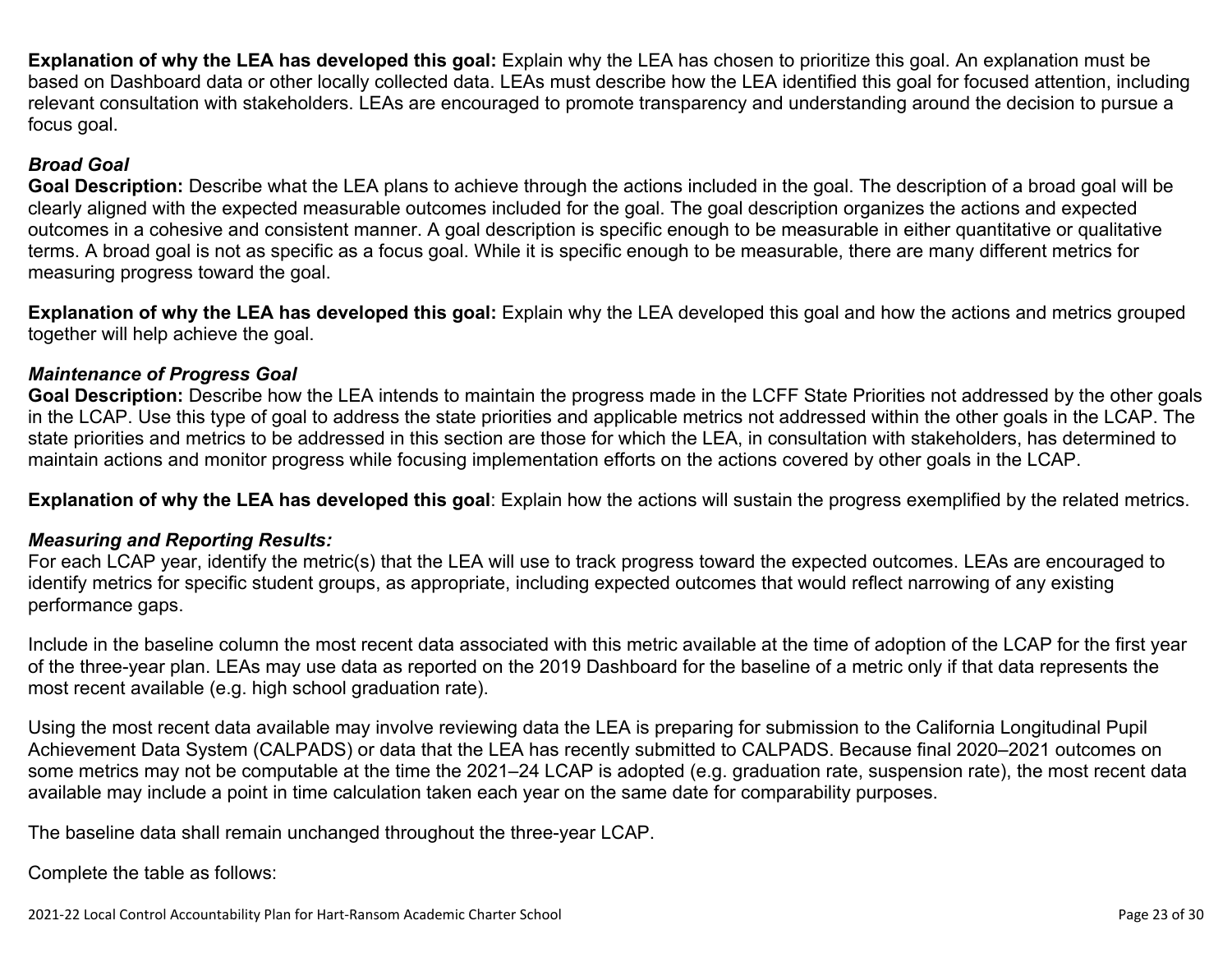**Explanation of why the LEA has developed this goal:** Explain why the LEA has chosen to prioritize this goal. An explanation must be based on Dashboard data or other locally collected data. LEAs must describe how the LEA identified this goal for focused attention, including relevant consultation with stakeholders. LEAs are encouraged to promote transparency and understanding around the decision to pursue a focus goal.

### *Broad Goal*

**Goal Description:** Describe what the LEA plans to achieve through the actions included in the goal. The description of a broad goal will be clearly aligned with the expected measurable outcomes included for the goal. The goal description organizes the actions and expected outcomes in a cohesive and consistent manner. A goal description is specific enough to be measurable in either quantitative or qualitative terms. A broad goal is not as specific as a focus goal. While it is specific enough to be measurable, there are many different metrics for measuring progress toward the goal.

**Explanation of why the LEA has developed this goal:** Explain why the LEA developed this goal and how the actions and metrics grouped together will help achieve the goal.

### *Maintenance of Progress Goal*

**Goal Description:** Describe how the LEA intends to maintain the progress made in the LCFF State Priorities not addressed by the other goals in the LCAP. Use this type of goal to address the state priorities and applicable metrics not addressed within the other goals in the LCAP. The state priorities and metrics to be addressed in this section are those for which the LEA, in consultation with stakeholders, has determined to maintain actions and monitor progress while focusing implementation efforts on the actions covered by other goals in the LCAP.

**Explanation of why the LEA has developed this goal**: Explain how the actions will sustain the progress exemplified by the related metrics.

### *Measuring and Reporting Results:*

For each LCAP year, identify the metric(s) that the LEA will use to track progress toward the expected outcomes. LEAs are encouraged to identify metrics for specific student groups, as appropriate, including expected outcomes that would reflect narrowing of any existing performance gaps.

Include in the baseline column the most recent data associated with this metric available at the time of adoption of the LCAP for the first year of the three-year plan. LEAs may use data as reported on the 2019 Dashboard for the baseline of a metric only if that data represents the most recent available (e.g. high school graduation rate).

Using the most recent data available may involve reviewing data the LEA is preparing for submission to the California Longitudinal Pupil Achievement Data System (CALPADS) or data that the LEA has recently submitted to CALPADS. Because final 2020–2021 outcomes on some metrics may not be computable at the time the 2021–24 LCAP is adopted (e.g. graduation rate, suspension rate), the most recent data available may include a point in time calculation taken each year on the same date for comparability purposes.

The baseline data shall remain unchanged throughout the three-year LCAP.

Complete the table as follows: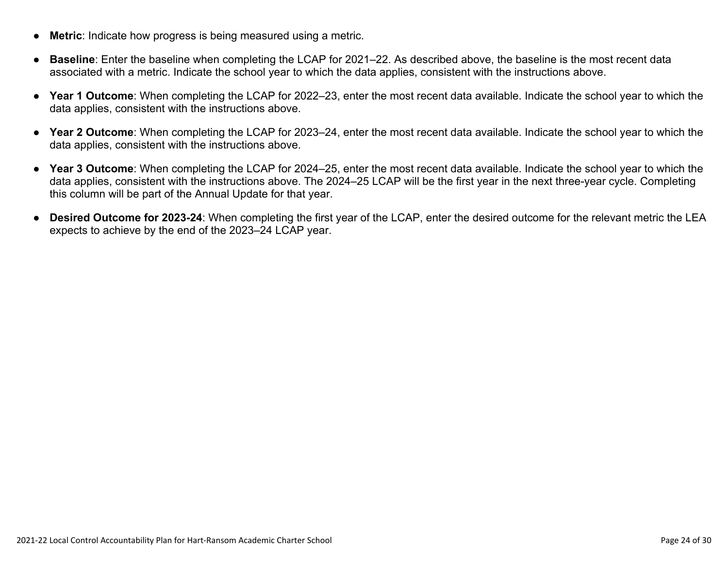- **Metric**: Indicate how progress is being measured using a metric.
- **Baseline**: Enter the baseline when completing the LCAP for 2021–22. As described above, the baseline is the most recent data associated with a metric. Indicate the school year to which the data applies, consistent with the instructions above.
- **Year 1 Outcome**: When completing the LCAP for 2022–23, enter the most recent data available. Indicate the school year to which the data applies, consistent with the instructions above.
- **Year 2 Outcome**: When completing the LCAP for 2023–24, enter the most recent data available. Indicate the school year to which the data applies, consistent with the instructions above.
- **Year 3 Outcome**: When completing the LCAP for 2024–25, enter the most recent data available. Indicate the school year to which the data applies, consistent with the instructions above. The 2024–25 LCAP will be the first year in the next three-year cycle. Completing this column will be part of the Annual Update for that year.
- **Desired Outcome for 2023-24**: When completing the first year of the LCAP, enter the desired outcome for the relevant metric the LEA expects to achieve by the end of the 2023–24 LCAP year.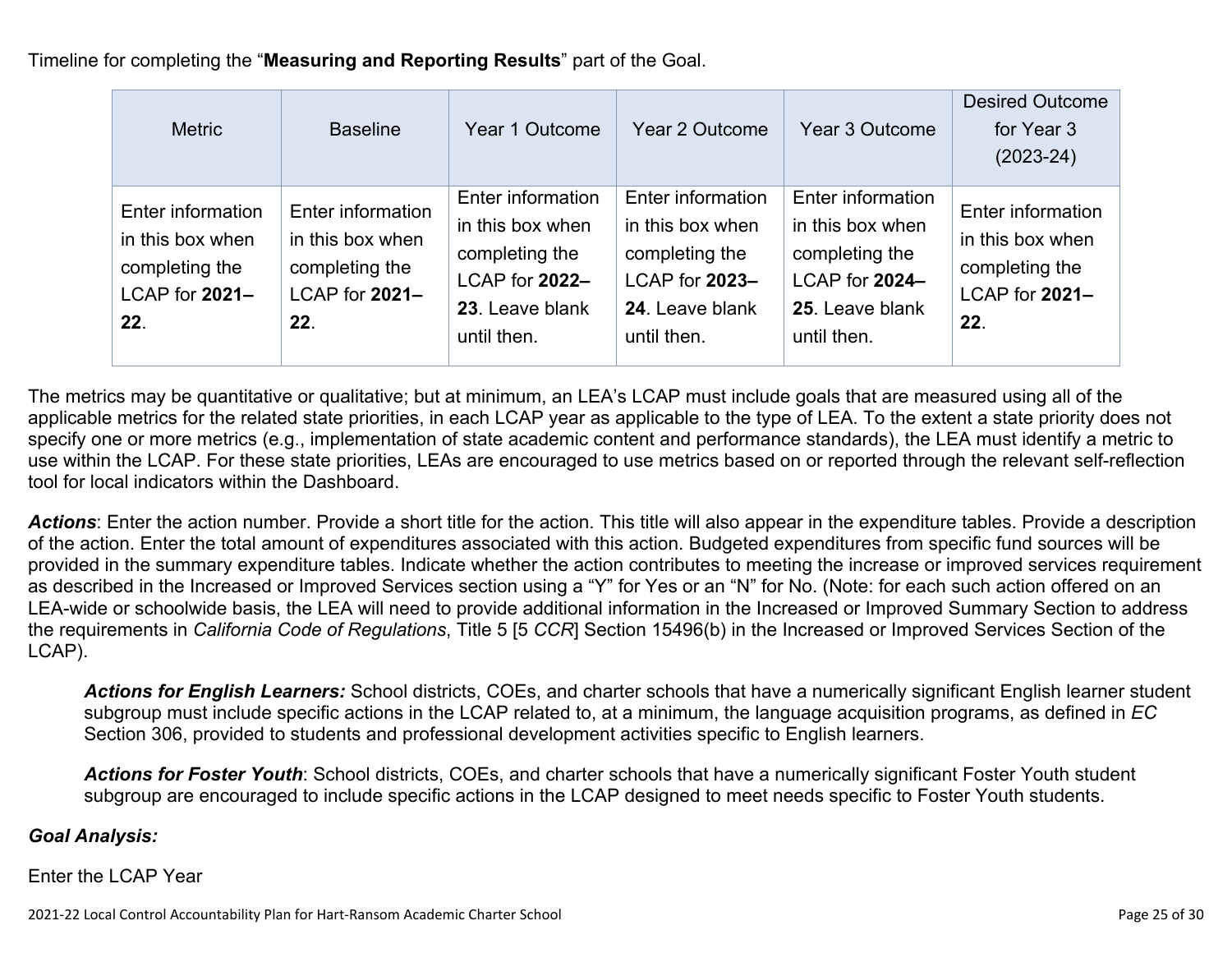Timeline for completing the “**Measuring and Reporting Results**” part of the Goal.

| Metric | Baseline | Year 1 Outcome | Year 2 Outcome | Year 3 Outcome | Desired Outcome for Year 3 (2023-24) |
|---|---|---|---|---|---|
| Enter information in this box when completing the LCAP for **2021–22**. | Enter information in this box when completing the LCAP for **2021–22**. | Enter information in this box when completing the LCAP for **2022–23**. Leave blank until then. | Enter information in this box when completing the LCAP for **2023–24**. Leave blank until then. | Enter information in this box when completing the LCAP for **2024–25**. Leave blank until then. | Enter information in this box when completing the LCAP for **2021–22**. |

The metrics may be quantitative or qualitative; but at minimum, an LEA’s LCAP must include goals that are measured using all of the applicable metrics for the related state priorities, in each LCAP year as applicable to the type of LEA. To the extent a state priority does not specify one or more metrics (e.g., implementation of state academic content and performance standards), the LEA must identify a metric to use within the LCAP. For these state priorities, LEAs are encouraged to use metrics based on or reported through the relevant self-reflection tool for local indicators within the Dashboard.

***Actions***: Enter the action number. Provide a short title for the action. This title will also appear in the expenditure tables. Provide a description of the action. Enter the total amount of expenditures associated with this action. Budgeted expenditures from specific fund sources will be provided in the summary expenditure tables. Indicate whether the action contributes to meeting the increase or improved services requirement as described in the Increased or Improved Services section using a “Y” for Yes or an “N” for No. (Note: for each such action offered on an LEA-wide or schoolwide basis, the LEA will need to provide additional information in the Increased or Improved Summary Section to address the requirements in *California Code of Regulations*, Title 5 [5 *CCR*] Section 15496(b) in the Increased or Improved Services Section of the LCAP).

> ***Actions for English Learners:*** School districts, COEs, and charter schools that have a numerically significant English learner student subgroup must include specific actions in the LCAP related to, at a minimum, the language acquisition programs, as defined in *EC* Section 306, provided to students and professional development activities specific to English learners.
>
> ***Actions for Foster Youth***: School districts, COEs, and charter schools that have a numerically significant Foster Youth student subgroup are encouraged to include specific actions in the LCAP designed to meet needs specific to Foster Youth students.

***Goal Analysis:***

Enter the LCAP Year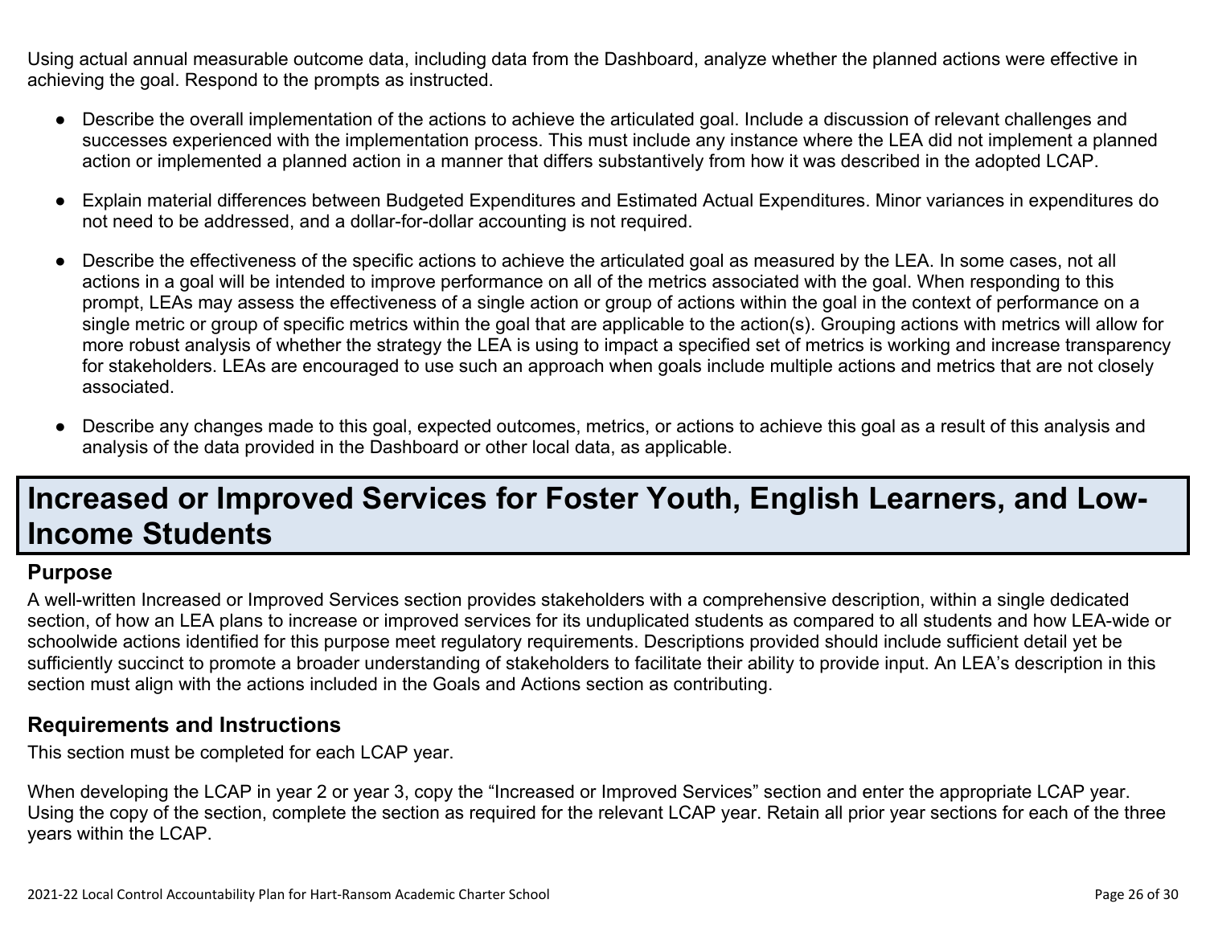Using actual annual measurable outcome data, including data from the Dashboard, analyze whether the planned actions were effective in achieving the goal. Respond to the prompts as instructed.

- Describe the overall implementation of the actions to achieve the articulated goal. Include a discussion of relevant challenges and successes experienced with the implementation process. This must include any instance where the LEA did not implement a planned action or implemented a planned action in a manner that differs substantively from how it was described in the adopted LCAP.
- Explain material differences between Budgeted Expenditures and Estimated Actual Expenditures. Minor variances in expenditures do not need to be addressed, and a dollar-for-dollar accounting is not required.
- Describe the effectiveness of the specific actions to achieve the articulated goal as measured by the LEA. In some cases, not all actions in a goal will be intended to improve performance on all of the metrics associated with the goal. When responding to this prompt, LEAs may assess the effectiveness of a single action or group of actions within the goal in the context of performance on a single metric or group of specific metrics within the goal that are applicable to the action(s). Grouping actions with metrics will allow for more robust analysis of whether the strategy the LEA is using to impact a specified set of metrics is working and increase transparency for stakeholders. LEAs are encouraged to use such an approach when goals include multiple actions and metrics that are not closely associated.
- Describe any changes made to this goal, expected outcomes, metrics, or actions to achieve this goal as a result of this analysis and analysis of the data provided in the Dashboard or other local data, as applicable.

# Increased or Improved Services for Foster Youth, English Learners, and Low-Income Students

## Purpose

A well-written Increased or Improved Services section provides stakeholders with a comprehensive description, within a single dedicated section, of how an LEA plans to increase or improved services for its unduplicated students as compared to all students and how LEA-wide or schoolwide actions identified for this purpose meet regulatory requirements. Descriptions provided should include sufficient detail yet be sufficiently succinct to promote a broader understanding of stakeholders to facilitate their ability to provide input. An LEA's description in this section must align with the actions included in the Goals and Actions section as contributing.

## Requirements and Instructions

This section must be completed for each LCAP year.

When developing the LCAP in year 2 or year 3, copy the "Increased or Improved Services" section and enter the appropriate LCAP year. Using the copy of the section, complete the section as required for the relevant LCAP year. Retain all prior year sections for each of the three years within the LCAP.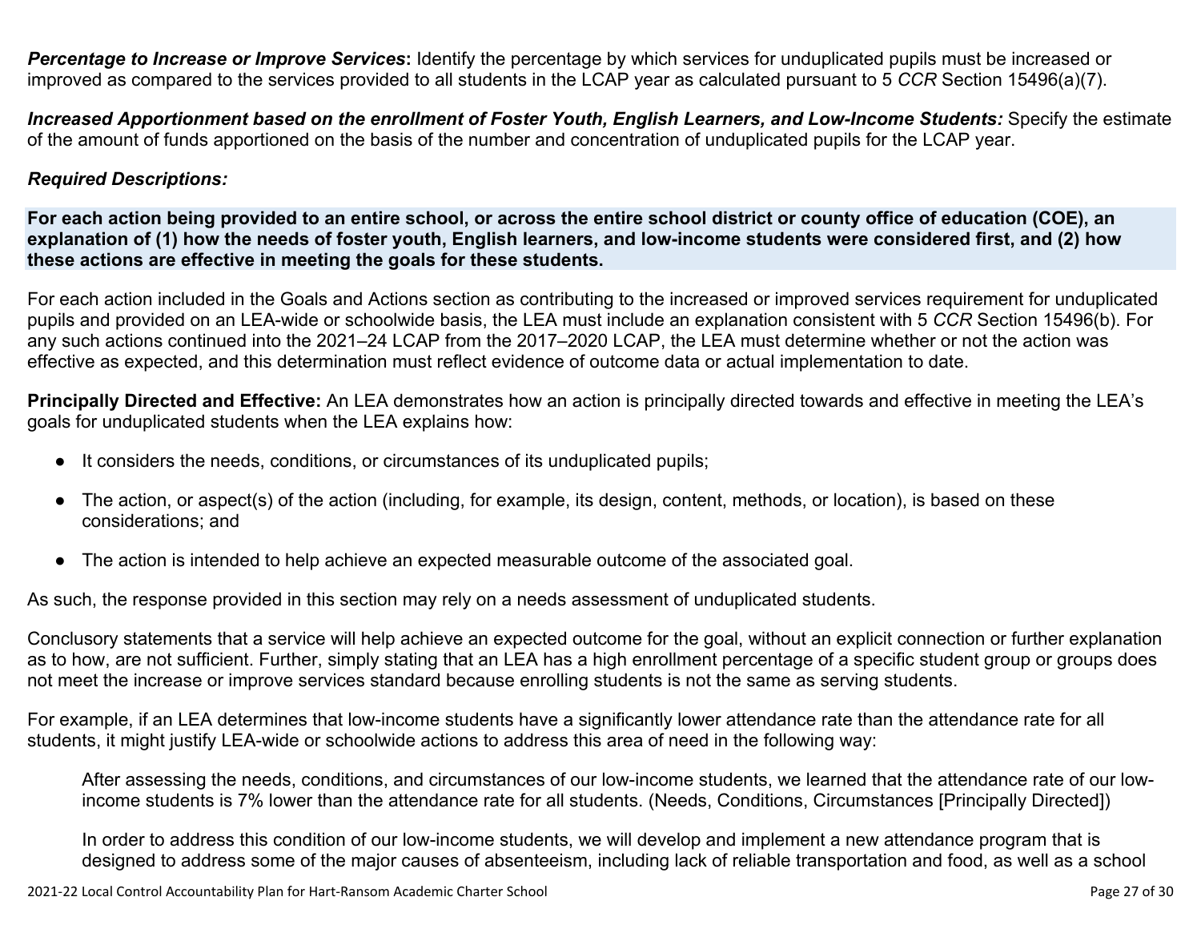***Percentage to Increase or Improve Services*:** Identify the percentage by which services for unduplicated pupils must be increased or improved as compared to the services provided to all students in the LCAP year as calculated pursuant to 5 *CCR* Section 15496(a)(7).

***Increased Apportionment based on the enrollment of Foster Youth, English Learners, and Low-Income Students:*** Specify the estimate of the amount of funds apportioned on the basis of the number and concentration of unduplicated pupils for the LCAP year.

***Required Descriptions:***

**For each action being provided to an entire school, or across the entire school district or county office of education (COE), an explanation of (1) how the needs of foster youth, English learners, and low-income students were considered first, and (2) how these actions are effective in meeting the goals for these students.**

For each action included in the Goals and Actions section as contributing to the increased or improved services requirement for unduplicated pupils and provided on an LEA-wide or schoolwide basis, the LEA must include an explanation consistent with 5 *CCR* Section 15496(b). For any such actions continued into the 2021–24 LCAP from the 2017–2020 LCAP, the LEA must determine whether or not the action was effective as expected, and this determination must reflect evidence of outcome data or actual implementation to date.

**Principally Directed and Effective:** An LEA demonstrates how an action is principally directed towards and effective in meeting the LEA's goals for unduplicated students when the LEA explains how:

- It considers the needs, conditions, or circumstances of its unduplicated pupils;
- The action, or aspect(s) of the action (including, for example, its design, content, methods, or location), is based on these considerations; and
- The action is intended to help achieve an expected measurable outcome of the associated goal.

As such, the response provided in this section may rely on a needs assessment of unduplicated students.

Conclusory statements that a service will help achieve an expected outcome for the goal, without an explicit connection or further explanation as to how, are not sufficient. Further, simply stating that an LEA has a high enrollment percentage of a specific student group or groups does not meet the increase or improve services standard because enrolling students is not the same as serving students.

For example, if an LEA determines that low-income students have a significantly lower attendance rate than the attendance rate for all students, it might justify LEA-wide or schoolwide actions to address this area of need in the following way:

> After assessing the needs, conditions, and circumstances of our low-income students, we learned that the attendance rate of our low-income students is 7% lower than the attendance rate for all students. (Needs, Conditions, Circumstances [Principally Directed])
>
> In order to address this condition of our low-income students, we will develop and implement a new attendance program that is designed to address some of the major causes of absenteeism, including lack of reliable transportation and food, as well as a school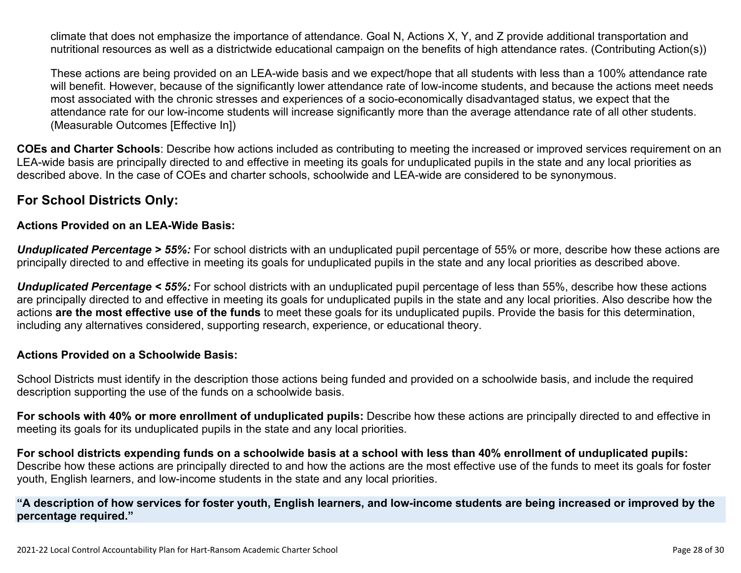climate that does not emphasize the importance of attendance. Goal N, Actions X, Y, and Z provide additional transportation and nutritional resources as well as a districtwide educational campaign on the benefits of high attendance rates. (Contributing Action(s))

These actions are being provided on an LEA-wide basis and we expect/hope that all students with less than a 100% attendance rate will benefit. However, because of the significantly lower attendance rate of low-income students, and because the actions meet needs most associated with the chronic stresses and experiences of a socio-economically disadvantaged status, we expect that the attendance rate for our low-income students will increase significantly more than the average attendance rate of all other students. (Measurable Outcomes [Effective In])

**COEs and Charter Schools**: Describe how actions included as contributing to meeting the increased or improved services requirement on an LEA-wide basis are principally directed to and effective in meeting its goals for unduplicated pupils in the state and any local priorities as described above. In the case of COEs and charter schools, schoolwide and LEA-wide are considered to be synonymous.

## For School Districts Only:

**Actions Provided on an LEA-Wide Basis:**

***Unduplicated Percentage > 55%:*** For school districts with an unduplicated pupil percentage of 55% or more, describe how these actions are principally directed to and effective in meeting its goals for unduplicated pupils in the state and any local priorities as described above.

***Unduplicated Percentage < 55%:*** For school districts with an unduplicated pupil percentage of less than 55%, describe how these actions are principally directed to and effective in meeting its goals for unduplicated pupils in the state and any local priorities. Also describe how the actions **are the most effective use of the funds** to meet these goals for its unduplicated pupils. Provide the basis for this determination, including any alternatives considered, supporting research, experience, or educational theory.

**Actions Provided on a Schoolwide Basis:**

School Districts must identify in the description those actions being funded and provided on a schoolwide basis, and include the required description supporting the use of the funds on a schoolwide basis.

**For schools with 40% or more enrollment of unduplicated pupils:** Describe how these actions are principally directed to and effective in meeting its goals for its unduplicated pupils in the state and any local priorities.

**For school districts expending funds on a schoolwide basis at a school with less than 40% enrollment of unduplicated pupils:** Describe how these actions are principally directed to and how the actions are the most effective use of the funds to meet its goals for foster youth, English learners, and low-income students in the state and any local priorities.

**"A description of how services for foster youth, English learners, and low-income students are being increased or improved by the percentage required."**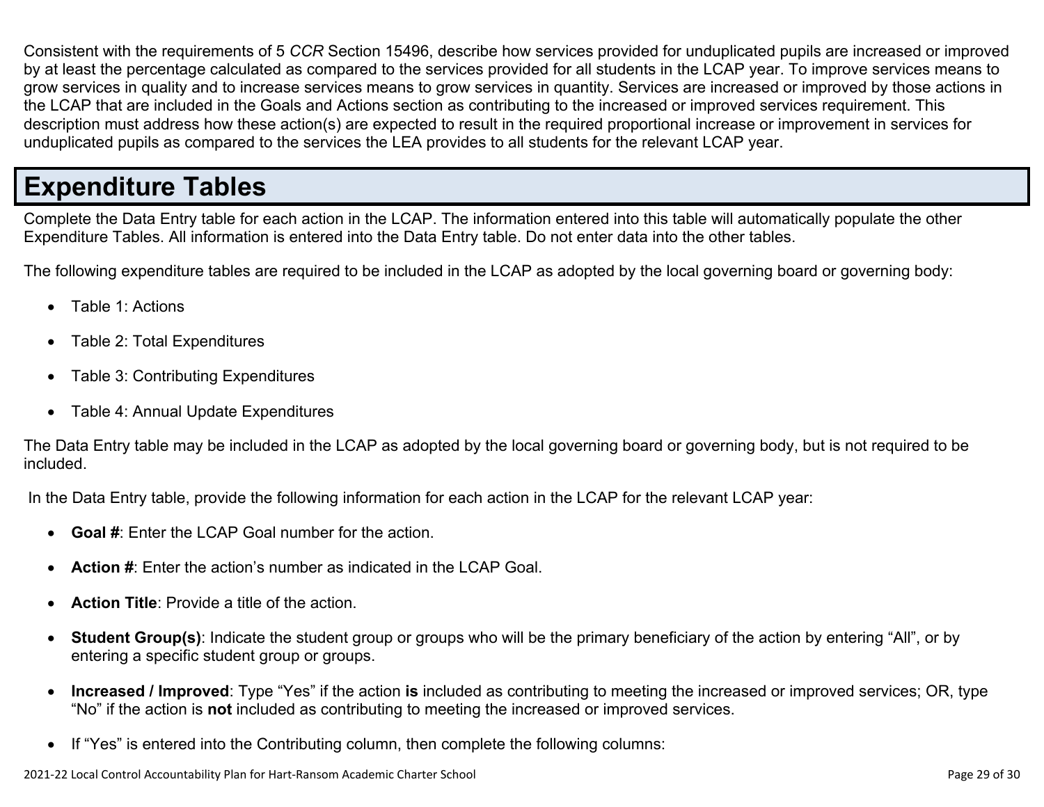Consistent with the requirements of 5 *CCR* Section 15496, describe how services provided for unduplicated pupils are increased or improved by at least the percentage calculated as compared to the services provided for all students in the LCAP year. To improve services means to grow services in quality and to increase services means to grow services in quantity. Services are increased or improved by those actions in the LCAP that are included in the Goals and Actions section as contributing to the increased or improved services requirement. This description must address how these action(s) are expected to result in the required proportional increase or improvement in services for unduplicated pupils as compared to the services the LEA provides to all students for the relevant LCAP year.

# Expenditure Tables

Complete the Data Entry table for each action in the LCAP. The information entered into this table will automatically populate the other Expenditure Tables. All information is entered into the Data Entry table. Do not enter data into the other tables.

The following expenditure tables are required to be included in the LCAP as adopted by the local governing board or governing body:

- Table 1: Actions
- Table 2: Total Expenditures
- Table 3: Contributing Expenditures
- Table 4: Annual Update Expenditures

The Data Entry table may be included in the LCAP as adopted by the local governing board or governing body, but is not required to be included.

In the Data Entry table, provide the following information for each action in the LCAP for the relevant LCAP year:

- **Goal #**: Enter the LCAP Goal number for the action.
- **Action #**: Enter the action's number as indicated in the LCAP Goal.
- **Action Title**: Provide a title of the action.
- **Student Group(s)**: Indicate the student group or groups who will be the primary beneficiary of the action by entering "All", or by entering a specific student group or groups.
- **Increased / Improved**: Type "Yes" if the action **is** included as contributing to meeting the increased or improved services; OR, type "No" if the action is **not** included as contributing to meeting the increased or improved services.
- If "Yes" is entered into the Contributing column, then complete the following columns: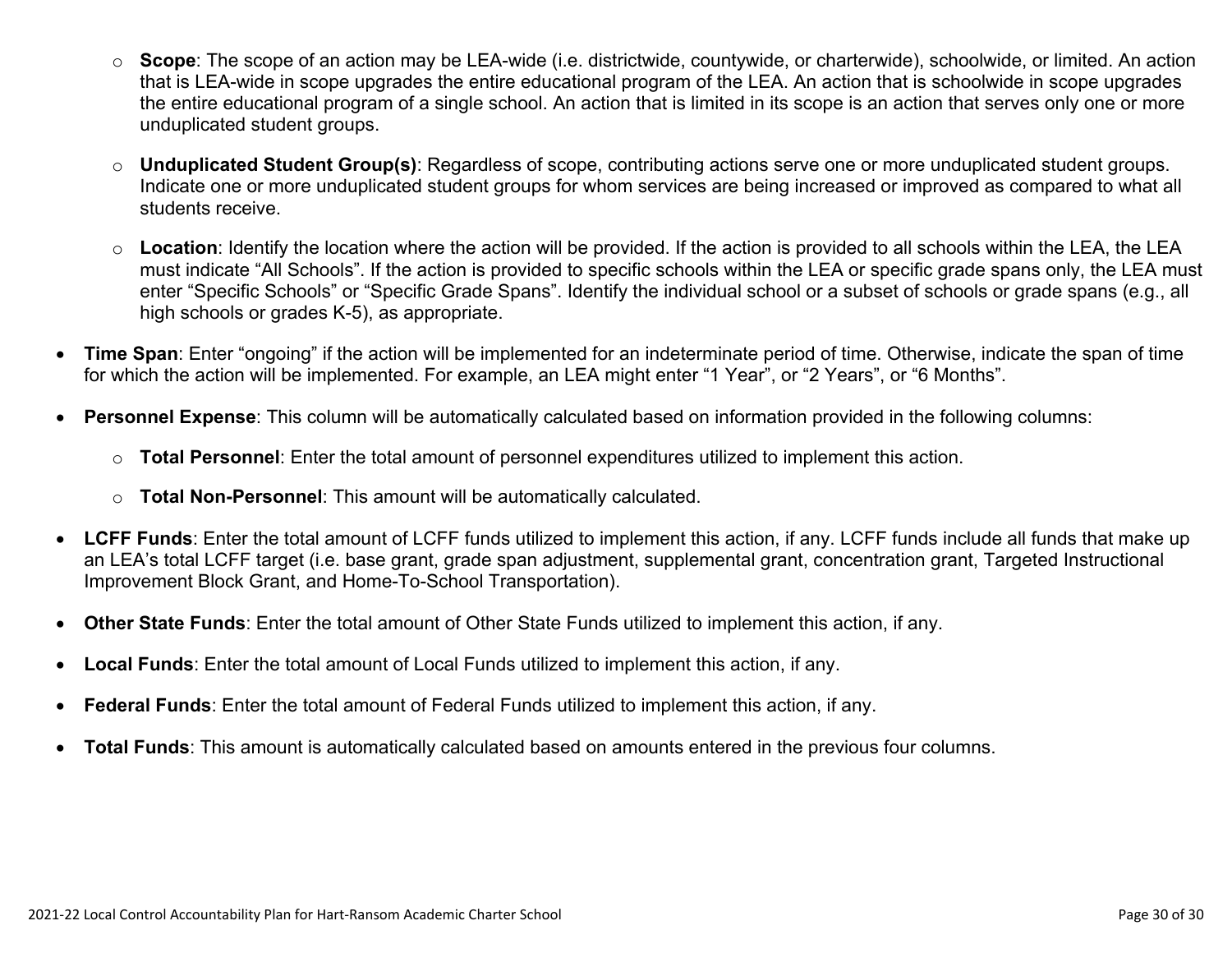- **Scope**: The scope of an action may be LEA-wide (i.e. districtwide, countywide, or charterwide), schoolwide, or limited. An action that is LEA-wide in scope upgrades the entire educational program of the LEA. An action that is schoolwide in scope upgrades the entire educational program of a single school. An action that is limited in its scope is an action that serves only one or more unduplicated student groups.

  - **Unduplicated Student Group(s)**: Regardless of scope, contributing actions serve one or more unduplicated student groups. Indicate one or more unduplicated student groups for whom services are being increased or improved as compared to what all students receive.

  - **Location**: Identify the location where the action will be provided. If the action is provided to all schools within the LEA, the LEA must indicate "All Schools". If the action is provided to specific schools within the LEA or specific grade spans only, the LEA must enter "Specific Schools" or "Specific Grade Spans". Identify the individual school or a subset of schools or grade spans (e.g., all high schools or grades K-5), as appropriate.

- **Time Span**: Enter "ongoing" if the action will be implemented for an indeterminate period of time. Otherwise, indicate the span of time for which the action will be implemented. For example, an LEA might enter "1 Year", or "2 Years", or "6 Months".

- **Personnel Expense**: This column will be automatically calculated based on information provided in the following columns:

  - **Total Personnel**: Enter the total amount of personnel expenditures utilized to implement this action.

  - **Total Non-Personnel**: This amount will be automatically calculated.

- **LCFF Funds**: Enter the total amount of LCFF funds utilized to implement this action, if any. LCFF funds include all funds that make up an LEA's total LCFF target (i.e. base grant, grade span adjustment, supplemental grant, concentration grant, Targeted Instructional Improvement Block Grant, and Home-To-School Transportation).

- **Other State Funds**: Enter the total amount of Other State Funds utilized to implement this action, if any.

- **Local Funds**: Enter the total amount of Local Funds utilized to implement this action, if any.

- **Federal Funds**: Enter the total amount of Federal Funds utilized to implement this action, if any.

- **Total Funds**: This amount is automatically calculated based on amounts entered in the previous four columns.